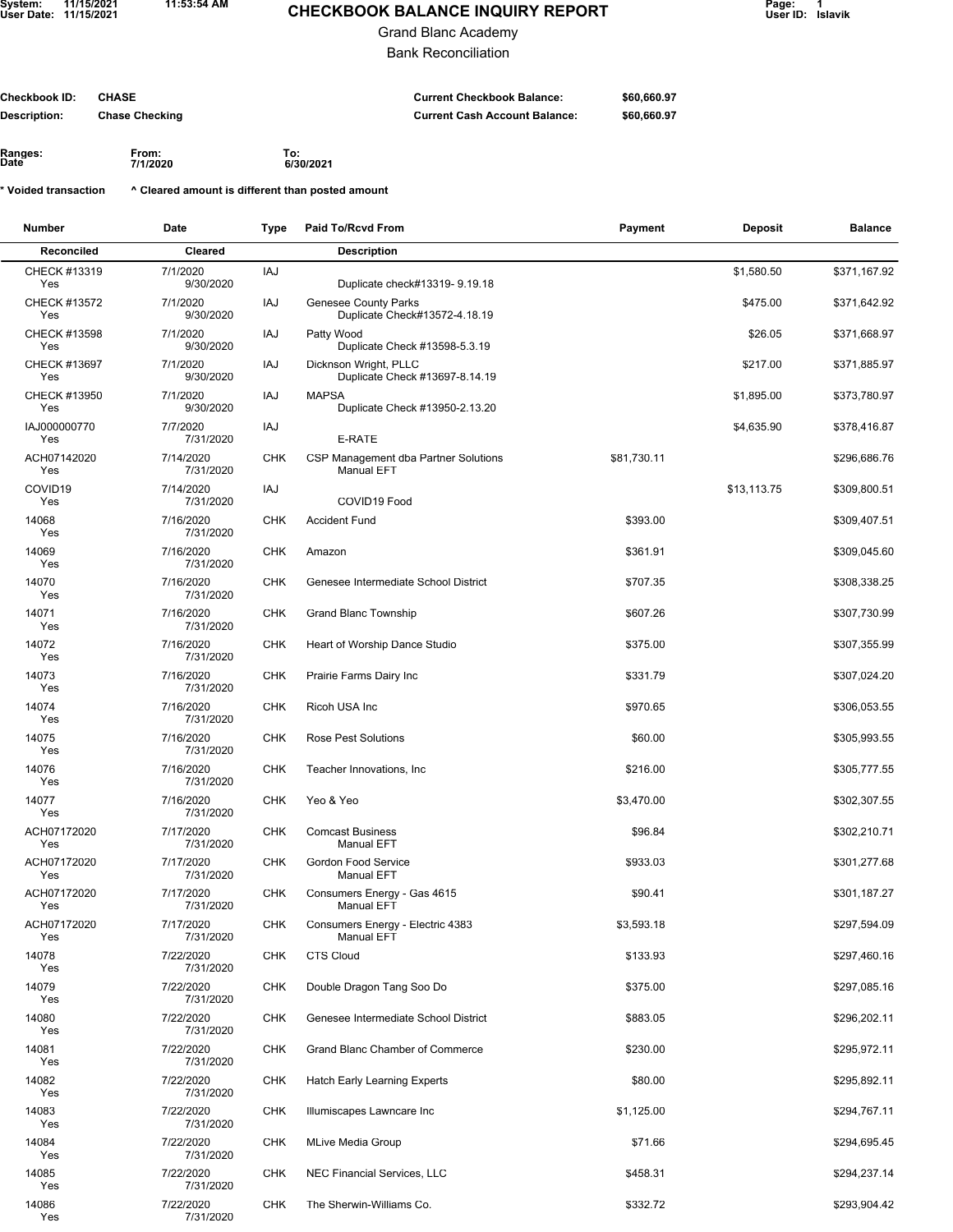# CHECKBOOK BALANCE INQUIRY REPORT

Grand Blanc Academy

Bank Reconciliation

System: 11/15/2021 11:53:54 AM
User Date: 11/15/2021
Page: 1
User ID: lslavik

**Checkbook ID:** CHASE
**Description:** Chase Checking

**Current Checkbook Balance:** $60,660.97
**Current Cash Account Balance:** $60,660.97

**Ranges:** Date From: 7/1/2020 To: 6/30/2021

\* Voided transaction ^ Cleared amount is different than posted amount

| Number / Reconciled | Date / Cleared | Type | Paid To/Rcvd From / Description | Payment | Deposit | Balance |
|---|---|---|---|---|---|---|
| CHECK #13319<br>Yes | 7/1/2020<br>9/30/2020 | IAJ | <br>Duplicate check#13319- 9.19.18 | | $1,580.50 | $371,167.92 |
| CHECK #13572<br>Yes | 7/1/2020<br>9/30/2020 | IAJ | Genesee County Parks<br>Duplicate Check#13572-4.18.19 | | $475.00 | $371,642.92 |
| CHECK #13598<br>Yes | 7/1/2020<br>9/30/2020 | IAJ | Patty Wood<br>Duplicate Check #13598-5.3.19 | | $26.05 | $371,668.97 |
| CHECK #13697<br>Yes | 7/1/2020<br>9/30/2020 | IAJ | Dicknson Wright, PLLC<br>Duplicate Check #13697-8.14.19 | | $217.00 | $371,885.97 |
| CHECK #13950<br>Yes | 7/1/2020<br>9/30/2020 | IAJ | MAPSA<br>Duplicate Check #13950-2.13.20 | | $1,895.00 | $373,780.97 |
| IAJ000000770<br>Yes | 7/7/2020<br>7/31/2020 | IAJ | <br>E-RATE | | $4,635.90 | $378,416.87 |
| ACH07142020<br>Yes | 7/14/2020<br>7/31/2020 | CHK | CSP Management dba Partner Solutions<br>Manual EFT | $81,730.11 | | $296,686.76 |
| COVID19<br>Yes | 7/14/2020<br>7/31/2020 | IAJ | <br>COVID19 Food | | $13,113.75 | $309,800.51 |
| 14068<br>Yes | 7/16/2020<br>7/31/2020 | CHK | Accident Fund | $393.00 | | $309,407.51 |
| 14069<br>Yes | 7/16/2020<br>7/31/2020 | CHK | Amazon | $361.91 | | $309,045.60 |
| 14070<br>Yes | 7/16/2020<br>7/31/2020 | CHK | Genesee Intermediate School District | $707.35 | | $308,338.25 |
| 14071<br>Yes | 7/16/2020<br>7/31/2020 | CHK | Grand Blanc Township | $607.26 | | $307,730.99 |
| 14072<br>Yes | 7/16/2020<br>7/31/2020 | CHK | Heart of Worship Dance Studio | $375.00 | | $307,355.99 |
| 14073<br>Yes | 7/16/2020<br>7/31/2020 | CHK | Prairie Farms Dairy Inc | $331.79 | | $307,024.20 |
| 14074<br>Yes | 7/16/2020<br>7/31/2020 | CHK | Ricoh USA Inc | $970.65 | | $306,053.55 |
| 14075<br>Yes | 7/16/2020<br>7/31/2020 | CHK | Rose Pest Solutions | $60.00 | | $305,993.55 |
| 14076<br>Yes | 7/16/2020<br>7/31/2020 | CHK | Teacher Innovations, Inc | $216.00 | | $305,777.55 |
| 14077<br>Yes | 7/16/2020<br>7/31/2020 | CHK | Yeo & Yeo | $3,470.00 | | $302,307.55 |
| ACH07172020<br>Yes | 7/17/2020<br>7/31/2020 | CHK | Comcast Business<br>Manual EFT | $96.84 | | $302,210.71 |
| ACH07172020<br>Yes | 7/17/2020<br>7/31/2020 | CHK | Gordon Food Service<br>Manual EFT | $933.03 | | $301,277.68 |
| ACH07172020<br>Yes | 7/17/2020<br>7/31/2020 | CHK | Consumers Energy - Gas 4615<br>Manual EFT | $90.41 | | $301,187.27 |
| ACH07172020<br>Yes | 7/17/2020<br>7/31/2020 | CHK | Consumers Energy - Electric 4383<br>Manual EFT | $3,593.18 | | $297,594.09 |
| 14078<br>Yes | 7/22/2020<br>7/31/2020 | CHK | CTS Cloud | $133.93 | | $297,460.16 |
| 14079<br>Yes | 7/22/2020<br>7/31/2020 | CHK | Double Dragon Tang Soo Do | $375.00 | | $297,085.16 |
| 14080<br>Yes | 7/22/2020<br>7/31/2020 | CHK | Genesee Intermediate School District | $883.05 | | $296,202.11 |
| 14081<br>Yes | 7/22/2020<br>7/31/2020 | CHK | Grand Blanc Chamber of Commerce | $230.00 | | $295,972.11 |
| 14082<br>Yes | 7/22/2020<br>7/31/2020 | CHK | Hatch Early Learning Experts | $80.00 | | $295,892.11 |
| 14083<br>Yes | 7/22/2020<br>7/31/2020 | CHK | Illumiscapes Lawncare Inc | $1,125.00 | | $294,767.11 |
| 14084<br>Yes | 7/22/2020<br>7/31/2020 | CHK | MLive Media Group | $71.66 | | $294,695.45 |
| 14085<br>Yes | 7/22/2020<br>7/31/2020 | CHK | NEC Financial Services, LLC | $458.31 | | $294,237.14 |
| 14086<br>Yes | 7/22/2020<br>7/31/2020 | CHK | The Sherwin-Williams Co. | $332.72 | | $293,904.42 |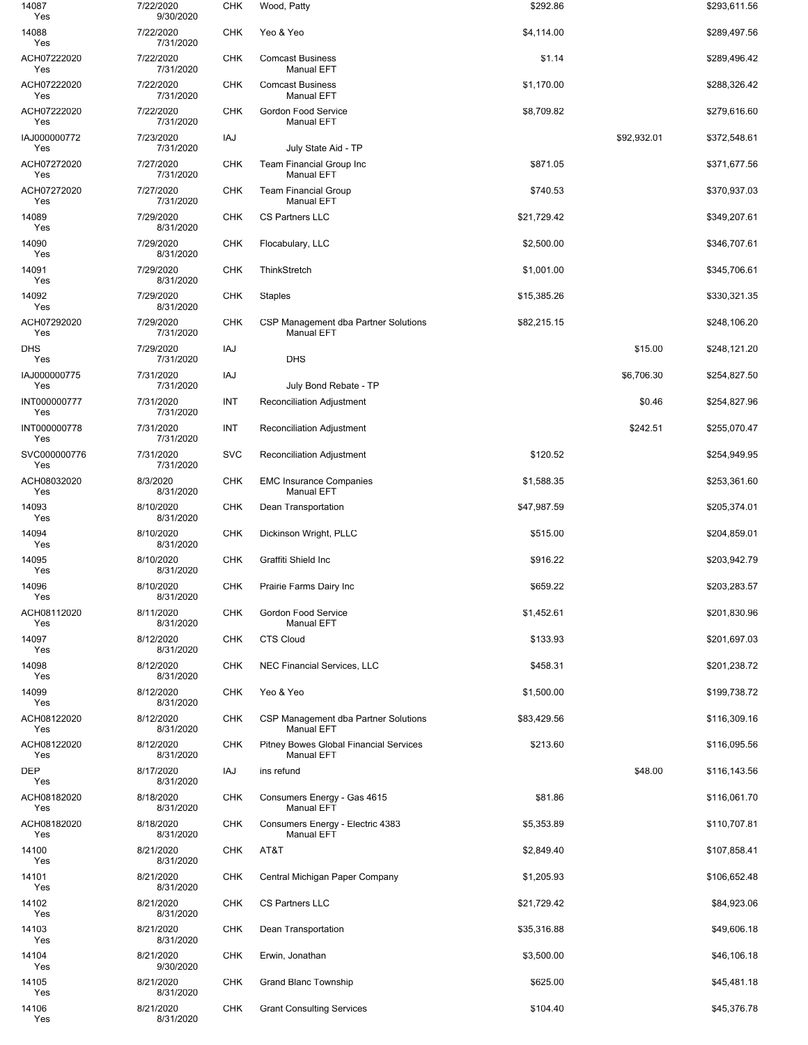| | | | | | | |
|---|---|---|---|---|---|---|
| 14087<br>Yes | 7/22/2020<br>9/30/2020 | CHK | Wood, Patty | $292.86 | | $293,611.56 |
| 14088<br>Yes | 7/22/2020<br>7/31/2020 | CHK | Yeo & Yeo | $4,114.00 | | $289,497.56 |
| ACH07222020<br>Yes | 7/22/2020<br>7/31/2020 | CHK | Comcast Business<br>Manual EFT | $1.14 | | $289,496.42 |
| ACH07222020<br>Yes | 7/22/2020<br>7/31/2020 | CHK | Comcast Business<br>Manual EFT | $1,170.00 | | $288,326.42 |
| ACH07222020<br>Yes | 7/22/2020<br>7/31/2020 | CHK | Gordon Food Service<br>Manual EFT | $8,709.82 | | $279,616.60 |
| IAJ000000772<br>Yes | 7/23/2020<br>7/31/2020 | IAJ | July State Aid - TP | | $92,932.01 | $372,548.61 |
| ACH07272020<br>Yes | 7/27/2020<br>7/31/2020 | CHK | Team Financial Group Inc<br>Manual EFT | $871.05 | | $371,677.56 |
| ACH07272020<br>Yes | 7/27/2020<br>7/31/2020 | CHK | Team Financial Group<br>Manual EFT | $740.53 | | $370,937.03 |
| 14089<br>Yes | 7/29/2020<br>8/31/2020 | CHK | CS Partners LLC | $21,729.42 | | $349,207.61 |
| 14090<br>Yes | 7/29/2020<br>8/31/2020 | CHK | Flocabulary, LLC | $2,500.00 | | $346,707.61 |
| 14091<br>Yes | 7/29/2020<br>8/31/2020 | CHK | ThinkStretch | $1,001.00 | | $345,706.61 |
| 14092<br>Yes | 7/29/2020<br>8/31/2020 | CHK | Staples | $15,385.26 | | $330,321.35 |
| ACH07292020<br>Yes | 7/29/2020<br>7/31/2020 | CHK | CSP Management dba Partner Solutions<br>Manual EFT | $82,215.15 | | $248,106.20 |
| DHS<br>Yes | 7/29/2020<br>7/31/2020 | IAJ | DHS | | $15.00 | $248,121.20 |
| IAJ000000775<br>Yes | 7/31/2020<br>7/31/2020 | IAJ | July Bond Rebate - TP | | $6,706.30 | $254,827.50 |
| INT000000777<br>Yes | 7/31/2020<br>7/31/2020 | INT | Reconciliation Adjustment | | $0.46 | $254,827.96 |
| INT000000778<br>Yes | 7/31/2020<br>7/31/2020 | INT | Reconciliation Adjustment | | $242.51 | $255,070.47 |
| SVC000000776<br>Yes | 7/31/2020<br>7/31/2020 | SVC | Reconciliation Adjustment | $120.52 | | $254,949.95 |
| ACH08032020<br>Yes | 8/3/2020<br>8/31/2020 | CHK | EMC Insurance Companies<br>Manual EFT | $1,588.35 | | $253,361.60 |
| 14093<br>Yes | 8/10/2020<br>8/31/2020 | CHK | Dean Transportation | $47,987.59 | | $205,374.01 |
| 14094<br>Yes | 8/10/2020<br>8/31/2020 | CHK | Dickinson Wright, PLLC | $515.00 | | $204,859.01 |
| 14095<br>Yes | 8/10/2020<br>8/31/2020 | CHK | Graffiti Shield Inc | $916.22 | | $203,942.79 |
| 14096<br>Yes | 8/10/2020<br>8/31/2020 | CHK | Prairie Farms Dairy Inc | $659.22 | | $203,283.57 |
| ACH08112020<br>Yes | 8/11/2020<br>8/31/2020 | CHK | Gordon Food Service<br>Manual EFT | $1,452.61 | | $201,830.96 |
| 14097<br>Yes | 8/12/2020<br>8/31/2020 | CHK | CTS Cloud | $133.93 | | $201,697.03 |
| 14098<br>Yes | 8/12/2020<br>8/31/2020 | CHK | NEC Financial Services, LLC | $458.31 | | $201,238.72 |
| 14099<br>Yes | 8/12/2020<br>8/31/2020 | CHK | Yeo & Yeo | $1,500.00 | | $199,738.72 |
| ACH08122020<br>Yes | 8/12/2020<br>8/31/2020 | CHK | CSP Management dba Partner Solutions<br>Manual EFT | $83,429.56 | | $116,309.16 |
| ACH08122020<br>Yes | 8/12/2020<br>8/31/2020 | CHK | Pitney Bowes Global Financial Services<br>Manual EFT | $213.60 | | $116,095.56 |
| DEP<br>Yes | 8/17/2020<br>8/31/2020 | IAJ | ins refund | | $48.00 | $116,143.56 |
| ACH08182020<br>Yes | 8/18/2020<br>8/31/2020 | CHK | Consumers Energy - Gas 4615<br>Manual EFT | $81.86 | | $116,061.70 |
| ACH08182020<br>Yes | 8/18/2020<br>8/31/2020 | CHK | Consumers Energy - Electric 4383<br>Manual EFT | $5,353.89 | | $110,707.81 |
| 14100<br>Yes | 8/21/2020<br>8/31/2020 | CHK | AT&T | $2,849.40 | | $107,858.41 |
| 14101<br>Yes | 8/21/2020<br>8/31/2020 | CHK | Central Michigan Paper Company | $1,205.93 | | $106,652.48 |
| 14102<br>Yes | 8/21/2020<br>8/31/2020 | CHK | CS Partners LLC | $21,729.42 | | $84,923.06 |
| 14103<br>Yes | 8/21/2020<br>8/31/2020 | CHK | Dean Transportation | $35,316.88 | | $49,606.18 |
| 14104<br>Yes | 8/21/2020<br>9/30/2020 | CHK | Erwin, Jonathan | $3,500.00 | | $46,106.18 |
| 14105<br>Yes | 8/21/2020<br>8/31/2020 | CHK | Grand Blanc Township | $625.00 | | $45,481.18 |
| 14106<br>Yes | 8/21/2020<br>8/31/2020 | CHK | Grant Consulting Services | $104.40 | | $45,376.78 |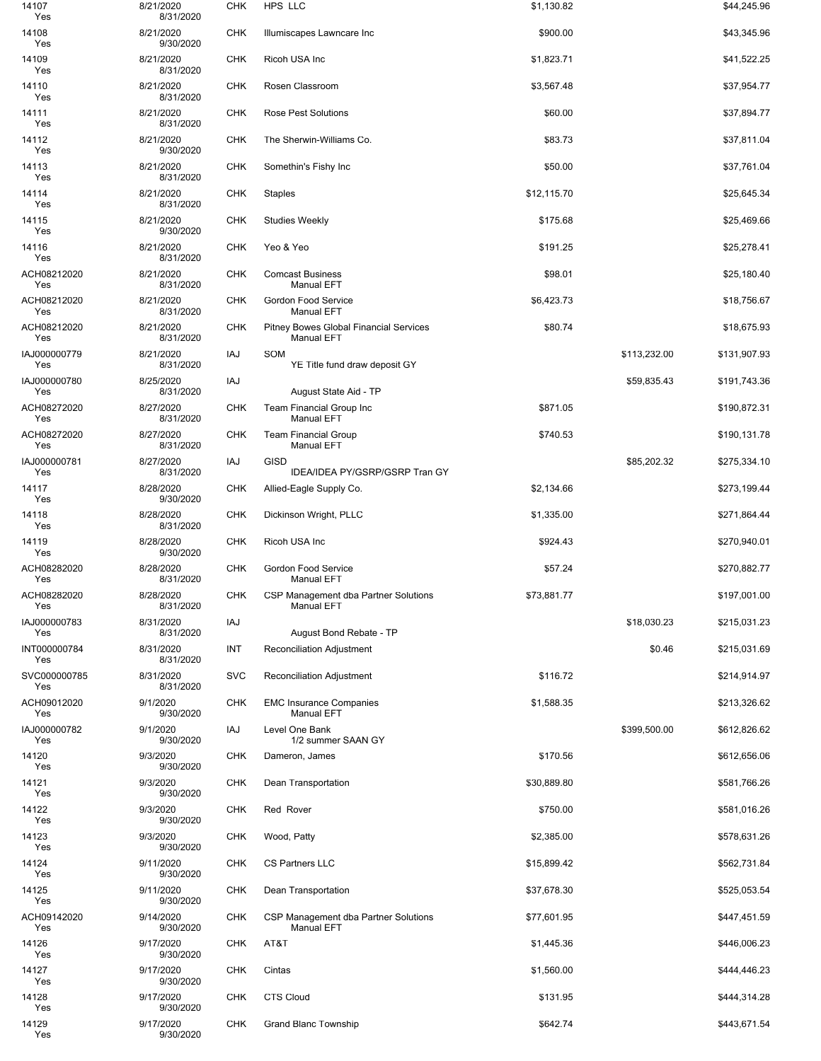| | | | | | | |
|---|---|---|---|---|---|---|
| 14107<br>Yes | 8/21/2020<br>8/31/2020 | CHK | HPS LLC | $1,130.82 | | $44,245.96 |
| 14108<br>Yes | 8/21/2020<br>9/30/2020 | CHK | Illumiscapes Lawncare Inc | $900.00 | | $43,345.96 |
| 14109<br>Yes | 8/21/2020<br>8/31/2020 | CHK | Ricoh USA Inc | $1,823.71 | | $41,522.25 |
| 14110<br>Yes | 8/21/2020<br>8/31/2020 | CHK | Rosen Classroom | $3,567.48 | | $37,954.77 |
| 14111<br>Yes | 8/21/2020<br>8/31/2020 | CHK | Rose Pest Solutions | $60.00 | | $37,894.77 |
| 14112<br>Yes | 8/21/2020<br>9/30/2020 | CHK | The Sherwin-Williams Co. | $83.73 | | $37,811.04 |
| 14113<br>Yes | 8/21/2020<br>8/31/2020 | CHK | Somethin's Fishy Inc | $50.00 | | $37,761.04 |
| 14114<br>Yes | 8/21/2020<br>8/31/2020 | CHK | Staples | $12,115.70 | | $25,645.34 |
| 14115<br>Yes | 8/21/2020<br>9/30/2020 | CHK | Studies Weekly | $175.68 | | $25,469.66 |
| 14116<br>Yes | 8/21/2020<br>8/31/2020 | CHK | Yeo & Yeo | $191.25 | | $25,278.41 |
| ACH08212020<br>Yes | 8/21/2020<br>8/31/2020 | CHK | Comcast Business<br>Manual EFT | $98.01 | | $25,180.40 |
| ACH08212020<br>Yes | 8/21/2020<br>8/31/2020 | CHK | Gordon Food Service<br>Manual EFT | $6,423.73 | | $18,756.67 |
| ACH08212020<br>Yes | 8/21/2020<br>8/31/2020 | CHK | Pitney Bowes Global Financial Services<br>Manual EFT | $80.74 | | $18,675.93 |
| IAJ000000779<br>Yes | 8/21/2020<br>8/31/2020 | IAJ | SOM<br>YE Title fund draw deposit GY | | $113,232.00 | $131,907.93 |
| IAJ000000780<br>Yes | 8/25/2020<br>8/31/2020 | IAJ | August State Aid - TP | | $59,835.43 | $191,743.36 |
| ACH08272020<br>Yes | 8/27/2020<br>8/31/2020 | CHK | Team Financial Group Inc<br>Manual EFT | $871.05 | | $190,872.31 |
| ACH08272020<br>Yes | 8/27/2020<br>8/31/2020 | CHK | Team Financial Group<br>Manual EFT | $740.53 | | $190,131.78 |
| IAJ000000781<br>Yes | 8/27/2020<br>8/31/2020 | IAJ | GISD<br>IDEA/IDEA PY/GSRP/GSRP Tran GY | | $85,202.32 | $275,334.10 |
| 14117<br>Yes | 8/28/2020<br>9/30/2020 | CHK | Allied-Eagle Supply Co. | $2,134.66 | | $273,199.44 |
| 14118<br>Yes | 8/28/2020<br>8/31/2020 | CHK | Dickinson Wright, PLLC | $1,335.00 | | $271,864.44 |
| 14119<br>Yes | 8/28/2020<br>9/30/2020 | CHK | Ricoh USA Inc | $924.43 | | $270,940.01 |
| ACH08282020<br>Yes | 8/28/2020<br>8/31/2020 | CHK | Gordon Food Service<br>Manual EFT | $57.24 | | $270,882.77 |
| ACH08282020<br>Yes | 8/28/2020<br>8/31/2020 | CHK | CSP Management dba Partner Solutions<br>Manual EFT | $73,881.77 | | $197,001.00 |
| IAJ000000783<br>Yes | 8/31/2020<br>8/31/2020 | IAJ | August Bond Rebate - TP | | $18,030.23 | $215,031.23 |
| INT000000784<br>Yes | 8/31/2020<br>8/31/2020 | INT | Reconciliation Adjustment | | $0.46 | $215,031.69 |
| SVC000000785<br>Yes | 8/31/2020<br>8/31/2020 | SVC | Reconciliation Adjustment | $116.72 | | $214,914.97 |
| ACH09012020<br>Yes | 9/1/2020<br>9/30/2020 | CHK | EMC Insurance Companies<br>Manual EFT | $1,588.35 | | $213,326.62 |
| IAJ000000782<br>Yes | 9/1/2020<br>9/30/2020 | IAJ | Level One Bank<br>1/2 summer SAAN GY | | $399,500.00 | $612,826.62 |
| 14120<br>Yes | 9/3/2020<br>9/30/2020 | CHK | Dameron, James | $170.56 | | $612,656.06 |
| 14121<br>Yes | 9/3/2020<br>9/30/2020 | CHK | Dean Transportation | $30,889.80 | | $581,766.26 |
| 14122<br>Yes | 9/3/2020<br>9/30/2020 | CHK | Red Rover | $750.00 | | $581,016.26 |
| 14123<br>Yes | 9/3/2020<br>9/30/2020 | CHK | Wood, Patty | $2,385.00 | | $578,631.26 |
| 14124<br>Yes | 9/11/2020<br>9/30/2020 | CHK | CS Partners LLC | $15,899.42 | | $562,731.84 |
| 14125<br>Yes | 9/11/2020<br>9/30/2020 | CHK | Dean Transportation | $37,678.30 | | $525,053.54 |
| ACH09142020<br>Yes | 9/14/2020<br>9/30/2020 | CHK | CSP Management dba Partner Solutions<br>Manual EFT | $77,601.95 | | $447,451.59 |
| 14126<br>Yes | 9/17/2020<br>9/30/2020 | CHK | AT&T | $1,445.36 | | $446,006.23 |
| 14127<br>Yes | 9/17/2020<br>9/30/2020 | CHK | Cintas | $1,560.00 | | $444,446.23 |
| 14128<br>Yes | 9/17/2020<br>9/30/2020 | CHK | CTS Cloud | $131.95 | | $444,314.28 |
| 14129<br>Yes | 9/17/2020<br>9/30/2020 | CHK | Grand Blanc Township | $642.74 | | $443,671.54 |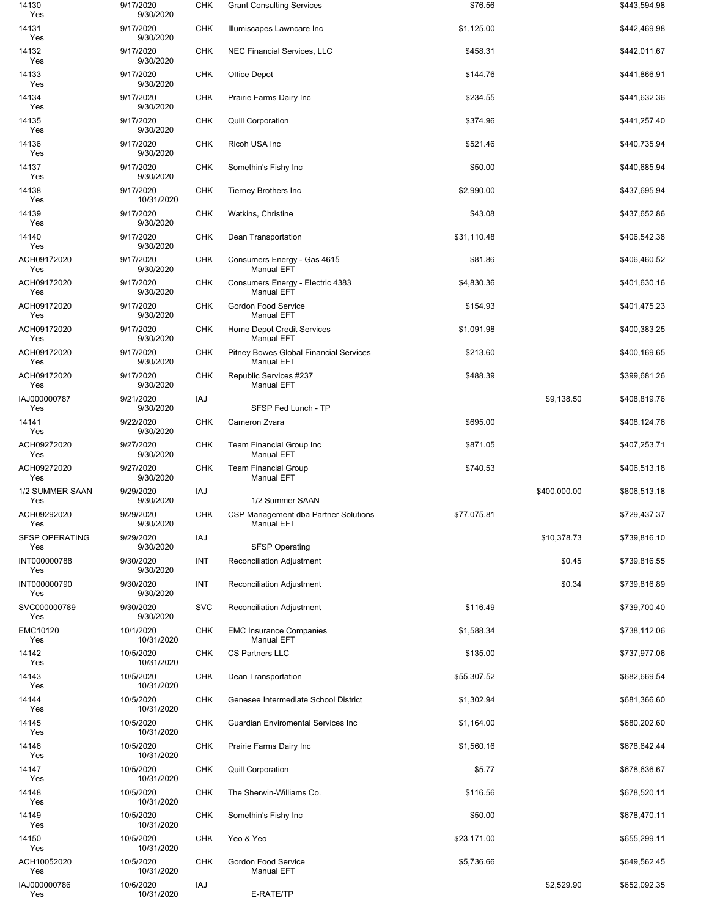| | | | | | | |
|---|---|---|---|---|---|---|
| 14130<br>Yes | 9/17/2020<br>9/30/2020 | CHK | Grant Consulting Services | $76.56 | | $443,594.98 |
| 14131<br>Yes | 9/17/2020<br>9/30/2020 | CHK | Illumiscapes Lawncare Inc | $1,125.00 | | $442,469.98 |
| 14132<br>Yes | 9/17/2020<br>9/30/2020 | CHK | NEC Financial Services, LLC | $458.31 | | $442,011.67 |
| 14133<br>Yes | 9/17/2020<br>9/30/2020 | CHK | Office Depot | $144.76 | | $441,866.91 |
| 14134<br>Yes | 9/17/2020<br>9/30/2020 | CHK | Prairie Farms Dairy Inc | $234.55 | | $441,632.36 |
| 14135<br>Yes | 9/17/2020<br>9/30/2020 | CHK | Quill Corporation | $374.96 | | $441,257.40 |
| 14136<br>Yes | 9/17/2020<br>9/30/2020 | CHK | Ricoh USA Inc | $521.46 | | $440,735.94 |
| 14137<br>Yes | 9/17/2020<br>9/30/2020 | CHK | Somethin's Fishy Inc | $50.00 | | $440,685.94 |
| 14138<br>Yes | 9/17/2020<br>10/31/2020 | CHK | Tierney Brothers Inc | $2,990.00 | | $437,695.94 |
| 14139<br>Yes | 9/17/2020<br>9/30/2020 | CHK | Watkins, Christine | $43.08 | | $437,652.86 |
| 14140<br>Yes | 9/17/2020<br>9/30/2020 | CHK | Dean Transportation | $31,110.48 | | $406,542.38 |
| ACH09172020<br>Yes | 9/17/2020<br>9/30/2020 | CHK | Consumers Energy - Gas 4615<br>Manual EFT | $81.86 | | $406,460.52 |
| ACH09172020<br>Yes | 9/17/2020<br>9/30/2020 | CHK | Consumers Energy - Electric 4383<br>Manual EFT | $4,830.36 | | $401,630.16 |
| ACH09172020<br>Yes | 9/17/2020<br>9/30/2020 | CHK | Gordon Food Service<br>Manual EFT | $154.93 | | $401,475.23 |
| ACH09172020<br>Yes | 9/17/2020<br>9/30/2020 | CHK | Home Depot Credit Services<br>Manual EFT | $1,091.98 | | $400,383.25 |
| ACH09172020<br>Yes | 9/17/2020<br>9/30/2020 | CHK | Pitney Bowes Global Financial Services<br>Manual EFT | $213.60 | | $400,169.65 |
| ACH09172020<br>Yes | 9/17/2020<br>9/30/2020 | CHK | Republic Services #237<br>Manual EFT | $488.39 | | $399,681.26 |
| IAJ000000787<br>Yes | 9/21/2020<br>9/30/2020 | IAJ | SFSP Fed Lunch - TP | | $9,138.50 | $408,819.76 |
| 14141<br>Yes | 9/22/2020<br>9/30/2020 | CHK | Cameron Zvara | $695.00 | | $408,124.76 |
| ACH09272020<br>Yes | 9/27/2020<br>9/30/2020 | CHK | Team Financial Group Inc<br>Manual EFT | $871.05 | | $407,253.71 |
| ACH09272020<br>Yes | 9/27/2020<br>9/30/2020 | CHK | Team Financial Group<br>Manual EFT | $740.53 | | $406,513.18 |
| 1/2 SUMMER SAAN<br>Yes | 9/29/2020<br>9/30/2020 | IAJ | 1/2 Summer SAAN | | $400,000.00 | $806,513.18 |
| ACH09292020<br>Yes | 9/29/2020<br>9/30/2020 | CHK | CSP Management dba Partner Solutions<br>Manual EFT | $77,075.81 | | $729,437.37 |
| SFSP OPERATING<br>Yes | 9/29/2020<br>9/30/2020 | IAJ | SFSP Operating | | $10,378.73 | $739,816.10 |
| INT000000788<br>Yes | 9/30/2020<br>9/30/2020 | INT | Reconciliation Adjustment | | $0.45 | $739,816.55 |
| INT000000790<br>Yes | 9/30/2020<br>9/30/2020 | INT | Reconciliation Adjustment | | $0.34 | $739,816.89 |
| SVC000000789<br>Yes | 9/30/2020<br>9/30/2020 | SVC | Reconciliation Adjustment | $116.49 | | $739,700.40 |
| EMC10120<br>Yes | 10/1/2020<br>10/31/2020 | CHK | EMC Insurance Companies<br>Manual EFT | $1,588.34 | | $738,112.06 |
| 14142<br>Yes | 10/5/2020<br>10/31/2020 | CHK | CS Partners LLC | $135.00 | | $737,977.06 |
| 14143<br>Yes | 10/5/2020<br>10/31/2020 | CHK | Dean Transportation | $55,307.52 | | $682,669.54 |
| 14144<br>Yes | 10/5/2020<br>10/31/2020 | CHK | Genesee Intermediate School District | $1,302.94 | | $681,366.60 |
| 14145<br>Yes | 10/5/2020<br>10/31/2020 | CHK | Guardian Enviromental Services Inc | $1,164.00 | | $680,202.60 |
| 14146<br>Yes | 10/5/2020<br>10/31/2020 | CHK | Prairie Farms Dairy Inc | $1,560.16 | | $678,642.44 |
| 14147<br>Yes | 10/5/2020<br>10/31/2020 | CHK | Quill Corporation | $5.77 | | $678,636.67 |
| 14148<br>Yes | 10/5/2020<br>10/31/2020 | CHK | The Sherwin-Williams Co. | $116.56 | | $678,520.11 |
| 14149<br>Yes | 10/5/2020<br>10/31/2020 | CHK | Somethin's Fishy Inc | $50.00 | | $678,470.11 |
| 14150<br>Yes | 10/5/2020<br>10/31/2020 | CHK | Yeo & Yeo | $23,171.00 | | $655,299.11 |
| ACH10052020<br>Yes | 10/5/2020<br>10/31/2020 | CHK | Gordon Food Service<br>Manual EFT | $5,736.66 | | $649,562.45 |
| IAJ000000786<br>Yes | 10/6/2020<br>10/31/2020 | IAJ | E-RATE/TP | | $2,529.90 | $652,092.35 |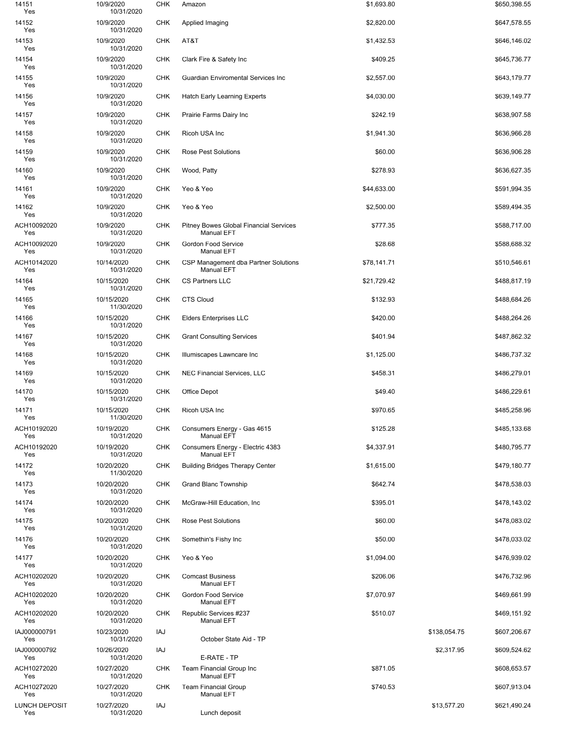| | | | | | | |
|---|---|---|---|---|---|---|
| 14151<br>Yes | 10/9/2020<br>10/31/2020 | CHK | Amazon | $1,693.80 | | $650,398.55 |
| 14152<br>Yes | 10/9/2020<br>10/31/2020 | CHK | Applied Imaging | $2,820.00 | | $647,578.55 |
| 14153<br>Yes | 10/9/2020<br>10/31/2020 | CHK | AT&T | $1,432.53 | | $646,146.02 |
| 14154<br>Yes | 10/9/2020<br>10/31/2020 | CHK | Clark Fire & Safety Inc | $409.25 | | $645,736.77 |
| 14155<br>Yes | 10/9/2020<br>10/31/2020 | CHK | Guardian Enviromental Services Inc | $2,557.00 | | $643,179.77 |
| 14156<br>Yes | 10/9/2020<br>10/31/2020 | CHK | Hatch Early Learning Experts | $4,030.00 | | $639,149.77 |
| 14157<br>Yes | 10/9/2020<br>10/31/2020 | CHK | Prairie Farms Dairy Inc | $242.19 | | $638,907.58 |
| 14158<br>Yes | 10/9/2020<br>10/31/2020 | CHK | Ricoh USA Inc | $1,941.30 | | $636,966.28 |
| 14159<br>Yes | 10/9/2020<br>10/31/2020 | CHK | Rose Pest Solutions | $60.00 | | $636,906.28 |
| 14160<br>Yes | 10/9/2020<br>10/31/2020 | CHK | Wood, Patty | $278.93 | | $636,627.35 |
| 14161<br>Yes | 10/9/2020<br>10/31/2020 | CHK | Yeo & Yeo | $44,633.00 | | $591,994.35 |
| 14162<br>Yes | 10/9/2020<br>10/31/2020 | CHK | Yeo & Yeo | $2,500.00 | | $589,494.35 |
| ACH10092020<br>Yes | 10/9/2020<br>10/31/2020 | CHK | Pitney Bowes Global Financial Services<br>Manual EFT | $777.35 | | $588,717.00 |
| ACH10092020<br>Yes | 10/9/2020<br>10/31/2020 | CHK | Gordon Food Service<br>Manual EFT | $28.68 | | $588,688.32 |
| ACH10142020<br>Yes | 10/14/2020<br>10/31/2020 | CHK | CSP Management dba Partner Solutions<br>Manual EFT | $78,141.71 | | $510,546.61 |
| 14164<br>Yes | 10/15/2020<br>10/31/2020 | CHK | CS Partners LLC | $21,729.42 | | $488,817.19 |
| 14165<br>Yes | 10/15/2020<br>11/30/2020 | CHK | CTS Cloud | $132.93 | | $488,684.26 |
| 14166<br>Yes | 10/15/2020<br>10/31/2020 | CHK | Elders Enterprises LLC | $420.00 | | $488,264.26 |
| 14167<br>Yes | 10/15/2020<br>10/31/2020 | CHK | Grant Consulting Services | $401.94 | | $487,862.32 |
| 14168<br>Yes | 10/15/2020<br>10/31/2020 | CHK | Illumiscapes Lawncare Inc | $1,125.00 | | $486,737.32 |
| 14169<br>Yes | 10/15/2020<br>10/31/2020 | CHK | NEC Financial Services, LLC | $458.31 | | $486,279.01 |
| 14170<br>Yes | 10/15/2020<br>10/31/2020 | CHK | Office Depot | $49.40 | | $486,229.61 |
| 14171<br>Yes | 10/15/2020<br>11/30/2020 | CHK | Ricoh USA Inc | $970.65 | | $485,258.96 |
| ACH10192020<br>Yes | 10/19/2020<br>10/31/2020 | CHK | Consumers Energy - Gas 4615<br>Manual EFT | $125.28 | | $485,133.68 |
| ACH10192020<br>Yes | 10/19/2020<br>10/31/2020 | CHK | Consumers Energy - Electric 4383<br>Manual EFT | $4,337.91 | | $480,795.77 |
| 14172<br>Yes | 10/20/2020<br>11/30/2020 | CHK | Building Bridges Therapy Center | $1,615.00 | | $479,180.77 |
| 14173<br>Yes | 10/20/2020<br>10/31/2020 | CHK | Grand Blanc Township | $642.74 | | $478,538.03 |
| 14174<br>Yes | 10/20/2020<br>10/31/2020 | CHK | McGraw-Hill Education, Inc | $395.01 | | $478,143.02 |
| 14175<br>Yes | 10/20/2020<br>10/31/2020 | CHK | Rose Pest Solutions | $60.00 | | $478,083.02 |
| 14176<br>Yes | 10/20/2020<br>10/31/2020 | CHK | Somethin's Fishy Inc | $50.00 | | $478,033.02 |
| 14177<br>Yes | 10/20/2020<br>10/31/2020 | CHK | Yeo & Yeo | $1,094.00 | | $476,939.02 |
| ACH10202020<br>Yes | 10/20/2020<br>10/31/2020 | CHK | Comcast Business<br>Manual EFT | $206.06 | | $476,732.96 |
| ACH10202020<br>Yes | 10/20/2020<br>10/31/2020 | CHK | Gordon Food Service<br>Manual EFT | $7,070.97 | | $469,661.99 |
| ACH10202020<br>Yes | 10/20/2020<br>10/31/2020 | CHK | Republic Services #237<br>Manual EFT | $510.07 | | $469,151.92 |
| IAJ000000791<br>Yes | 10/23/2020<br>10/31/2020 | IAJ | October State Aid - TP | | $138,054.75 | $607,206.67 |
| IAJ000000792<br>Yes | 10/26/2020<br>10/31/2020 | IAJ | E-RATE - TP | | $2,317.95 | $609,524.62 |
| ACH10272020<br>Yes | 10/27/2020<br>10/31/2020 | CHK | Team Financial Group Inc<br>Manual EFT | $871.05 | | $608,653.57 |
| ACH10272020<br>Yes | 10/27/2020<br>10/31/2020 | CHK | Team Financial Group<br>Manual EFT | $740.53 | | $607,913.04 |
| LUNCH DEPOSIT<br>Yes | 10/27/2020<br>10/31/2020 | IAJ | Lunch deposit | | $13,577.20 | $621,490.24 |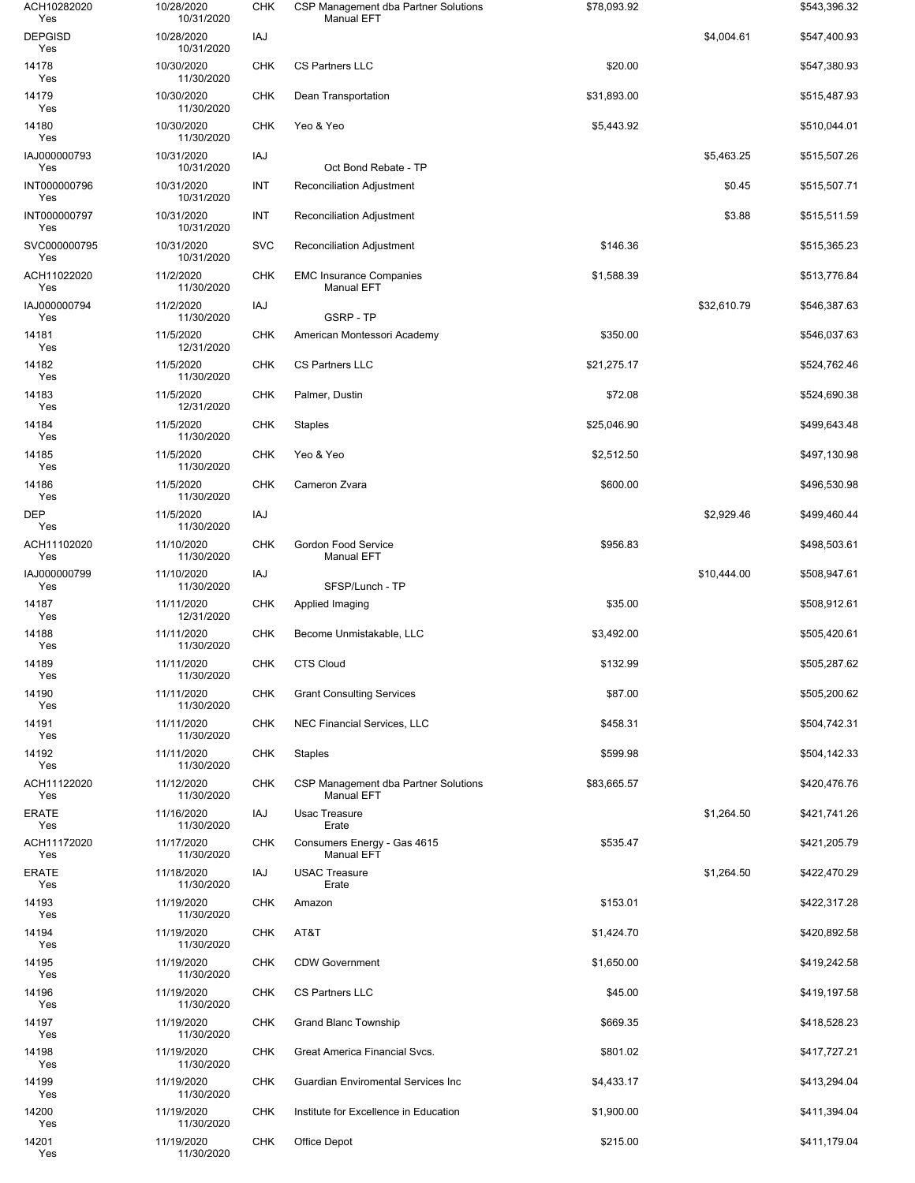| | | | | | | |
|---|---|---|---|---|---|---|
| ACH10282020<br>Yes | 10/28/2020<br>10/31/2020 | CHK | CSP Management dba Partner Solutions<br>Manual EFT | $78,093.92 | | $543,396.32 |
| DEPGISD<br>Yes | 10/28/2020<br>10/31/2020 | IAJ | | | $4,004.61 | $547,400.93 |
| 14178<br>Yes | 10/30/2020<br>11/30/2020 | CHK | CS Partners LLC | $20.00 | | $547,380.93 |
| 14179<br>Yes | 10/30/2020<br>11/30/2020 | CHK | Dean Transportation | $31,893.00 | | $515,487.93 |
| 14180<br>Yes | 10/30/2020<br>11/30/2020 | CHK | Yeo & Yeo | $5,443.92 | | $510,044.01 |
| IAJ000000793<br>Yes | 10/31/2020<br>10/31/2020 | IAJ | Oct Bond Rebate - TP | | $5,463.25 | $515,507.26 |
| INT000000796<br>Yes | 10/31/2020<br>10/31/2020 | INT | Reconciliation Adjustment | | $0.45 | $515,507.71 |
| INT000000797<br>Yes | 10/31/2020<br>10/31/2020 | INT | Reconciliation Adjustment | | $3.88 | $515,511.59 |
| SVC000000795<br>Yes | 10/31/2020<br>10/31/2020 | SVC | Reconciliation Adjustment | $146.36 | | $515,365.23 |
| ACH11022020<br>Yes | 11/2/2020<br>11/30/2020 | CHK | EMC Insurance Companies<br>Manual EFT | $1,588.39 | | $513,776.84 |
| IAJ000000794<br>Yes | 11/2/2020<br>11/30/2020 | IAJ | GSRP - TP | | $32,610.79 | $546,387.63 |
| 14181<br>Yes | 11/5/2020<br>12/31/2020 | CHK | American Montessori Academy | $350.00 | | $546,037.63 |
| 14182<br>Yes | 11/5/2020<br>11/30/2020 | CHK | CS Partners LLC | $21,275.17 | | $524,762.46 |
| 14183<br>Yes | 11/5/2020<br>12/31/2020 | CHK | Palmer, Dustin | $72.08 | | $524,690.38 |
| 14184<br>Yes | 11/5/2020<br>11/30/2020 | CHK | Staples | $25,046.90 | | $499,643.48 |
| 14185<br>Yes | 11/5/2020<br>11/30/2020 | CHK | Yeo & Yeo | $2,512.50 | | $497,130.98 |
| 14186<br>Yes | 11/5/2020<br>11/30/2020 | CHK | Cameron Zvara | $600.00 | | $496,530.98 |
| DEP<br>Yes | 11/5/2020<br>11/30/2020 | IAJ | | | $2,929.46 | $499,460.44 |
| ACH11102020<br>Yes | 11/10/2020<br>11/30/2020 | CHK | Gordon Food Service<br>Manual EFT | $956.83 | | $498,503.61 |
| IAJ000000799<br>Yes | 11/10/2020<br>11/30/2020 | IAJ | SFSP/Lunch - TP | | $10,444.00 | $508,947.61 |
| 14187<br>Yes | 11/11/2020<br>12/31/2020 | CHK | Applied Imaging | $35.00 | | $508,912.61 |
| 14188<br>Yes | 11/11/2020<br>11/30/2020 | CHK | Become Unmistakable, LLC | $3,492.00 | | $505,420.61 |
| 14189<br>Yes | 11/11/2020<br>11/30/2020 | CHK | CTS Cloud | $132.99 | | $505,287.62 |
| 14190<br>Yes | 11/11/2020<br>11/30/2020 | CHK | Grant Consulting Services | $87.00 | | $505,200.62 |
| 14191<br>Yes | 11/11/2020<br>11/30/2020 | CHK | NEC Financial Services, LLC | $458.31 | | $504,742.31 |
| 14192<br>Yes | 11/11/2020<br>11/30/2020 | CHK | Staples | $599.98 | | $504,142.33 |
| ACH11122020<br>Yes | 11/12/2020<br>11/30/2020 | CHK | CSP Management dba Partner Solutions<br>Manual EFT | $83,665.57 | | $420,476.76 |
| ERATE<br>Yes | 11/16/2020<br>11/30/2020 | IAJ | Usac Treasure<br>Erate | | $1,264.50 | $421,741.26 |
| ACH11172020<br>Yes | 11/17/2020<br>11/30/2020 | CHK | Consumers Energy - Gas 4615<br>Manual EFT | $535.47 | | $421,205.79 |
| ERATE<br>Yes | 11/18/2020<br>11/30/2020 | IAJ | USAC Treasure<br>Erate | | $1,264.50 | $422,470.29 |
| 14193<br>Yes | 11/19/2020<br>11/30/2020 | CHK | Amazon | $153.01 | | $422,317.28 |
| 14194<br>Yes | 11/19/2020<br>11/30/2020 | CHK | AT&T | $1,424.70 | | $420,892.58 |
| 14195<br>Yes | 11/19/2020<br>11/30/2020 | CHK | CDW Government | $1,650.00 | | $419,242.58 |
| 14196<br>Yes | 11/19/2020<br>11/30/2020 | CHK | CS Partners LLC | $45.00 | | $419,197.58 |
| 14197<br>Yes | 11/19/2020<br>11/30/2020 | CHK | Grand Blanc Township | $669.35 | | $418,528.23 |
| 14198<br>Yes | 11/19/2020<br>11/30/2020 | CHK | Great America Financial Svcs. | $801.02 | | $417,727.21 |
| 14199<br>Yes | 11/19/2020<br>11/30/2020 | CHK | Guardian Enviromental Services Inc | $4,433.17 | | $413,294.04 |
| 14200<br>Yes | 11/19/2020<br>11/30/2020 | CHK | Institute for Excellence in Education | $1,900.00 | | $411,394.04 |
| 14201<br>Yes | 11/19/2020<br>11/30/2020 | CHK | Office Depot | $215.00 | | $411,179.04 |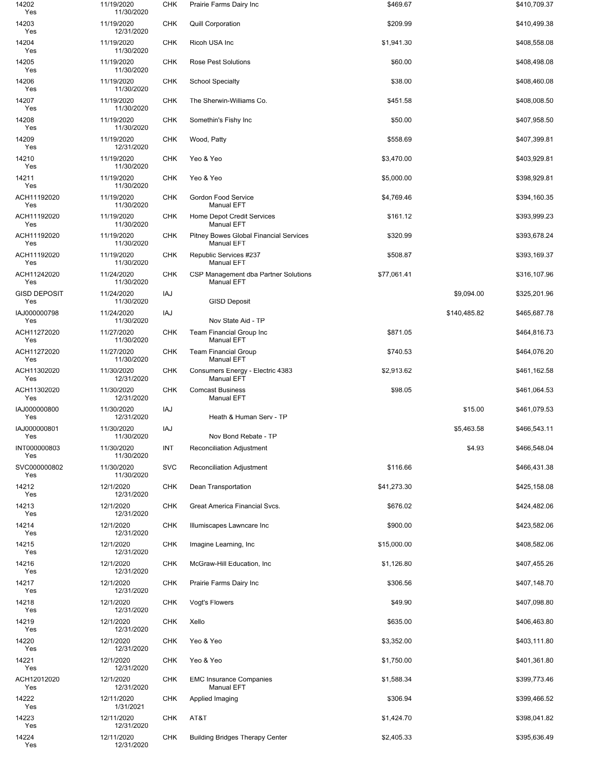| | | | | | | |
|---|---|---|---|---|---|---|
| 14202 Yes | 11/19/2020 11/30/2020 | CHK | Prairie Farms Dairy Inc | $469.67 | | $410,709.37 |
| 14203 Yes | 11/19/2020 12/31/2020 | CHK | Quill Corporation | $209.99 | | $410,499.38 |
| 14204 Yes | 11/19/2020 11/30/2020 | CHK | Ricoh USA Inc | $1,941.30 | | $408,558.08 |
| 14205 Yes | 11/19/2020 11/30/2020 | CHK | Rose Pest Solutions | $60.00 | | $408,498.08 |
| 14206 Yes | 11/19/2020 11/30/2020 | CHK | School Specialty | $38.00 | | $408,460.08 |
| 14207 Yes | 11/19/2020 11/30/2020 | CHK | The Sherwin-Williams Co. | $451.58 | | $408,008.50 |
| 14208 Yes | 11/19/2020 11/30/2020 | CHK | Somethin's Fishy Inc | $50.00 | | $407,958.50 |
| 14209 Yes | 11/19/2020 12/31/2020 | CHK | Wood, Patty | $558.69 | | $407,399.81 |
| 14210 Yes | 11/19/2020 11/30/2020 | CHK | Yeo & Yeo | $3,470.00 | | $403,929.81 |
| 14211 Yes | 11/19/2020 11/30/2020 | CHK | Yeo & Yeo | $5,000.00 | | $398,929.81 |
| ACH11192020 Yes | 11/19/2020 11/30/2020 | CHK | Gordon Food Service Manual EFT | $4,769.46 | | $394,160.35 |
| ACH11192020 Yes | 11/19/2020 11/30/2020 | CHK | Home Depot Credit Services Manual EFT | $161.12 | | $393,999.23 |
| ACH11192020 Yes | 11/19/2020 11/30/2020 | CHK | Pitney Bowes Global Financial Services Manual EFT | $320.99 | | $393,678.24 |
| ACH11192020 Yes | 11/19/2020 11/30/2020 | CHK | Republic Services #237 Manual EFT | $508.87 | | $393,169.37 |
| ACH11242020 Yes | 11/24/2020 11/30/2020 | CHK | CSP Management dba Partner Solutions Manual EFT | $77,061.41 | | $316,107.96 |
| GISD DEPOSIT Yes | 11/24/2020 11/30/2020 | IAJ | GISD Deposit | | $9,094.00 | $325,201.96 |
| IAJ000000798 Yes | 11/24/2020 11/30/2020 | IAJ | Nov State Aid - TP | | $140,485.82 | $465,687.78 |
| ACH11272020 Yes | 11/27/2020 11/30/2020 | CHK | Team Financial Group Inc Manual EFT | $871.05 | | $464,816.73 |
| ACH11272020 Yes | 11/27/2020 11/30/2020 | CHK | Team Financial Group Manual EFT | $740.53 | | $464,076.20 |
| ACH11302020 Yes | 11/30/2020 12/31/2020 | CHK | Consumers Energy - Electric 4383 Manual EFT | $2,913.62 | | $461,162.58 |
| ACH11302020 Yes | 11/30/2020 12/31/2020 | CHK | Comcast Business Manual EFT | $98.05 | | $461,064.53 |
| IAJ000000800 Yes | 11/30/2020 12/31/2020 | IAJ | Heath & Human Serv - TP | | $15.00 | $461,079.53 |
| IAJ000000801 Yes | 11/30/2020 11/30/2020 | IAJ | Nov Bond Rebate - TP | | $5,463.58 | $466,543.11 |
| INT000000803 Yes | 11/30/2020 11/30/2020 | INT | Reconciliation Adjustment | | $4.93 | $466,548.04 |
| SVC000000802 Yes | 11/30/2020 11/30/2020 | SVC | Reconciliation Adjustment | $116.66 | | $466,431.38 |
| 14212 Yes | 12/1/2020 12/31/2020 | CHK | Dean Transportation | $41,273.30 | | $425,158.08 |
| 14213 Yes | 12/1/2020 12/31/2020 | CHK | Great America Financial Svcs. | $676.02 | | $424,482.06 |
| 14214 Yes | 12/1/2020 12/31/2020 | CHK | Illumiscapes Lawncare Inc | $900.00 | | $423,582.06 |
| 14215 Yes | 12/1/2020 12/31/2020 | CHK | Imagine Learning, Inc | $15,000.00 | | $408,582.06 |
| 14216 Yes | 12/1/2020 12/31/2020 | CHK | McGraw-Hill Education, Inc | $1,126.80 | | $407,455.26 |
| 14217 Yes | 12/1/2020 12/31/2020 | CHK | Prairie Farms Dairy Inc | $306.56 | | $407,148.70 |
| 14218 Yes | 12/1/2020 12/31/2020 | CHK | Vogt's Flowers | $49.90 | | $407,098.80 |
| 14219 Yes | 12/1/2020 12/31/2020 | CHK | Xello | $635.00 | | $406,463.80 |
| 14220 Yes | 12/1/2020 12/31/2020 | CHK | Yeo & Yeo | $3,352.00 | | $403,111.80 |
| 14221 Yes | 12/1/2020 12/31/2020 | CHK | Yeo & Yeo | $1,750.00 | | $401,361.80 |
| ACH12012020 Yes | 12/1/2020 12/31/2020 | CHK | EMC Insurance Companies Manual EFT | $1,588.34 | | $399,773.46 |
| 14222 Yes | 12/11/2020 1/31/2021 | CHK | Applied Imaging | $306.94 | | $399,466.52 |
| 14223 Yes | 12/11/2020 12/31/2020 | CHK | AT&T | $1,424.70 | | $398,041.82 |
| 14224 Yes | 12/11/2020 12/31/2020 | CHK | Building Bridges Therapy Center | $2,405.33 | | $395,636.49 |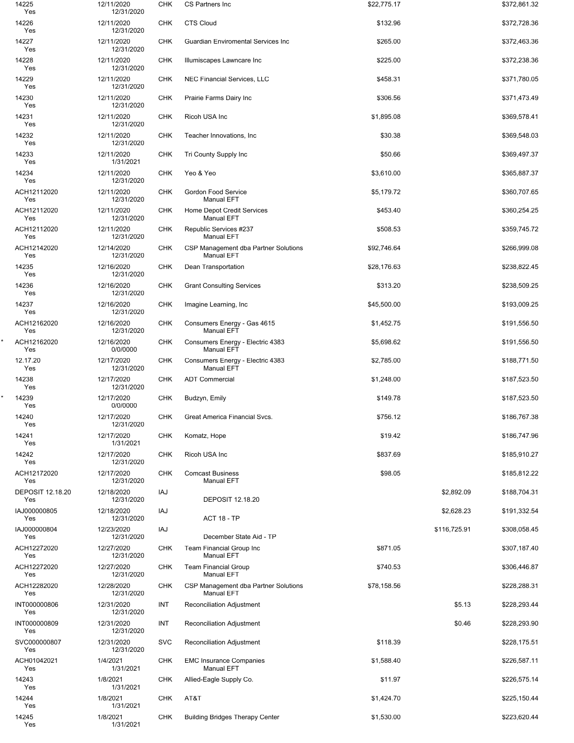| | Number / Cleared | Date / Cleared Date | Type | Payee / Description | Amount | Deposit | Balance |
|---|---|---|---|---|---|---|---|
| | 14225 Yes | 12/11/2020 12/31/2020 | CHK | CS Partners Inc | $22,775.17 | | $372,861.32 |
| | 14226 Yes | 12/11/2020 12/31/2020 | CHK | CTS Cloud | $132.96 | | $372,728.36 |
| | 14227 Yes | 12/11/2020 12/31/2020 | CHK | Guardian Enviromental Services Inc | $265.00 | | $372,463.36 |
| | 14228 Yes | 12/11/2020 12/31/2020 | CHK | Illumiscapes Lawncare Inc | $225.00 | | $372,238.36 |
| | 14229 Yes | 12/11/2020 12/31/2020 | CHK | NEC Financial Services, LLC | $458.31 | | $371,780.05 |
| | 14230 Yes | 12/11/2020 12/31/2020 | CHK | Prairie Farms Dairy Inc | $306.56 | | $371,473.49 |
| | 14231 Yes | 12/11/2020 12/31/2020 | CHK | Ricoh USA Inc | $1,895.08 | | $369,578.41 |
| | 14232 Yes | 12/11/2020 12/31/2020 | CHK | Teacher Innovations, Inc | $30.38 | | $369,548.03 |
| | 14233 Yes | 12/11/2020 1/31/2021 | CHK | Tri County Supply Inc | $50.66 | | $369,497.37 |
| | 14234 Yes | 12/11/2020 12/31/2020 | CHK | Yeo & Yeo | $3,610.00 | | $365,887.37 |
| | ACH12112020 Yes | 12/11/2020 12/31/2020 | CHK | Gordon Food Service Manual EFT | $5,179.72 | | $360,707.65 |
| | ACH12112020 Yes | 12/11/2020 12/31/2020 | CHK | Home Depot Credit Services Manual EFT | $453.40 | | $360,254.25 |
| | ACH12112020 Yes | 12/11/2020 12/31/2020 | CHK | Republic Services #237 Manual EFT | $508.53 | | $359,745.72 |
| | ACH12142020 Yes | 12/14/2020 12/31/2020 | CHK | CSP Management dba Partner Solutions Manual EFT | $92,746.64 | | $266,999.08 |
| | 14235 Yes | 12/16/2020 12/31/2020 | CHK | Dean Transportation | $28,176.63 | | $238,822.45 |
| | 14236 Yes | 12/16/2020 12/31/2020 | CHK | Grant Consulting Services | $313.20 | | $238,509.25 |
| | 14237 Yes | 12/16/2020 12/31/2020 | CHK | Imagine Learning, Inc | $45,500.00 | | $193,009.25 |
| | ACH12162020 Yes | 12/16/2020 12/31/2020 | CHK | Consumers Energy - Gas 4615 Manual EFT | $1,452.75 | | $191,556.50 |
| * | ACH12162020 Yes | 12/16/2020 0/0/0000 | CHK | Consumers Energy - Electric 4383 Manual EFT | $5,698.62 | | $191,556.50 |
| | 12.17.20 Yes | 12/17/2020 12/31/2020 | CHK | Consumers Energy - Electric 4383 Manual EFT | $2,785.00 | | $188,771.50 |
| | 14238 Yes | 12/17/2020 12/31/2020 | CHK | ADT Commercial | $1,248.00 | | $187,523.50 |
| * | 14239 Yes | 12/17/2020 0/0/0000 | CHK | Budzyn, Emily | $149.78 | | $187,523.50 |
| | 14240 Yes | 12/17/2020 12/31/2020 | CHK | Great America Financial Svcs. | $756.12 | | $186,767.38 |
| | 14241 Yes | 12/17/2020 1/31/2021 | CHK | Komatz, Hope | $19.42 | | $186,747.96 |
| | 14242 Yes | 12/17/2020 12/31/2020 | CHK | Ricoh USA Inc | $837.69 | | $185,910.27 |
| | ACH12172020 Yes | 12/17/2020 12/31/2020 | CHK | Comcast Business Manual EFT | $98.05 | | $185,812.22 |
| | DEPOSIT 12.18.20 Yes | 12/18/2020 12/31/2020 | IAJ | DEPOSIT 12.18.20 | | $2,892.09 | $188,704.31 |
| | IAJ000000805 Yes | 12/18/2020 12/31/2020 | IAJ | ACT 18 - TP | | $2,628.23 | $191,332.54 |
| | IAJ000000804 Yes | 12/23/2020 12/31/2020 | IAJ | December State Aid - TP | | $116,725.91 | $308,058.45 |
| | ACH12272020 Yes | 12/27/2020 12/31/2020 | CHK | Team Financial Group Inc Manual EFT | $871.05 | | $307,187.40 |
| | ACH12272020 Yes | 12/27/2020 12/31/2020 | CHK | Team Financial Group Manual EFT | $740.53 | | $306,446.87 |
| | ACH12282020 Yes | 12/28/2020 12/31/2020 | CHK | CSP Management dba Partner Solutions Manual EFT | $78,158.56 | | $228,288.31 |
| | INT000000806 Yes | 12/31/2020 12/31/2020 | INT | Reconciliation Adjustment | | $5.13 | $228,293.44 |
| | INT000000809 Yes | 12/31/2020 12/31/2020 | INT | Reconciliation Adjustment | | $0.46 | $228,293.90 |
| | SVC000000807 Yes | 12/31/2020 12/31/2020 | SVC | Reconciliation Adjustment | $118.39 | | $228,175.51 |
| | ACH01042021 Yes | 1/4/2021 1/31/2021 | CHK | EMC Insurance Companies Manual EFT | $1,588.40 | | $226,587.11 |
| | 14243 Yes | 1/8/2021 1/31/2021 | CHK | Allied-Eagle Supply Co. | $11.97 | | $226,575.14 |
| | 14244 Yes | 1/8/2021 1/31/2021 | CHK | AT&T | $1,424.70 | | $225,150.44 |
| | 14245 Yes | 1/8/2021 1/31/2021 | CHK | Building Bridges Therapy Center | $1,530.00 | | $223,620.44 |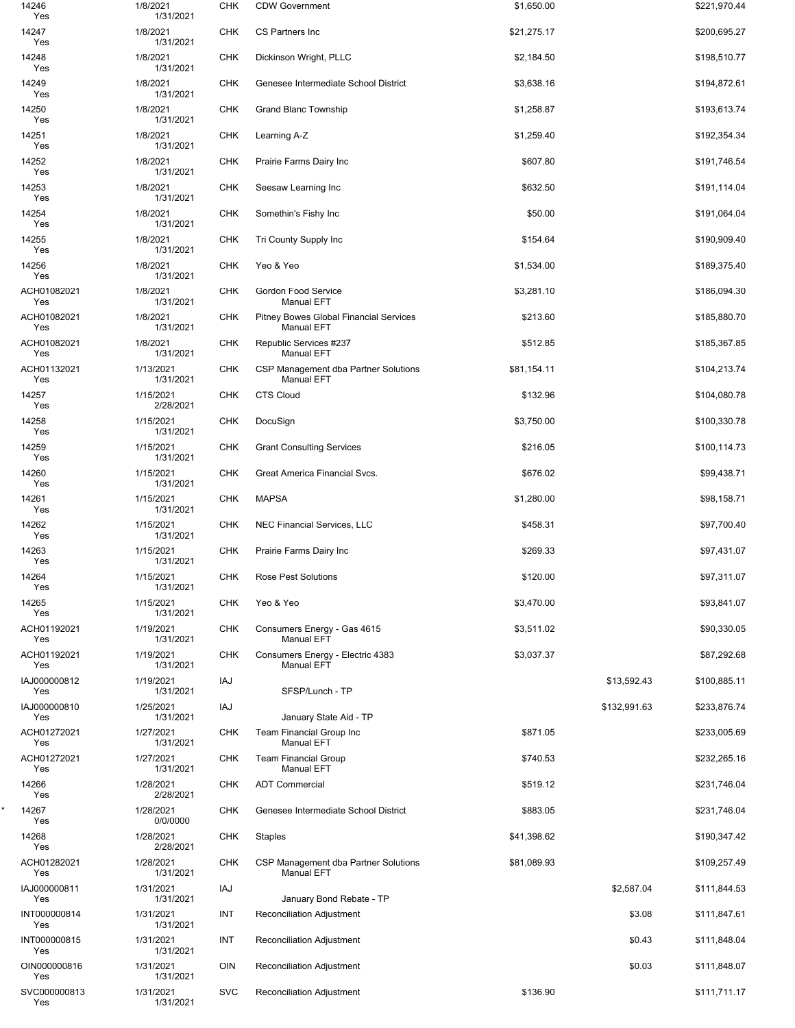| | Number | Date | Type | Payee | Debit | Credit | Balance |
|---|---|---|---|---|---|---|---|
| | 14246<br>Yes | 1/8/2021<br>1/31/2021 | CHK | CDW Government | $1,650.00 | | $221,970.44 |
| | 14247<br>Yes | 1/8/2021<br>1/31/2021 | CHK | CS Partners Inc | $21,275.17 | | $200,695.27 |
| | 14248<br>Yes | 1/8/2021<br>1/31/2021 | CHK | Dickinson Wright, PLLC | $2,184.50 | | $198,510.77 |
| | 14249<br>Yes | 1/8/2021<br>1/31/2021 | CHK | Genesee Intermediate School District | $3,638.16 | | $194,872.61 |
| | 14250<br>Yes | 1/8/2021<br>1/31/2021 | CHK | Grand Blanc Township | $1,258.87 | | $193,613.74 |
| | 14251<br>Yes | 1/8/2021<br>1/31/2021 | CHK | Learning A-Z | $1,259.40 | | $192,354.34 |
| | 14252<br>Yes | 1/8/2021<br>1/31/2021 | CHK | Prairie Farms Dairy Inc | $607.80 | | $191,746.54 |
| | 14253<br>Yes | 1/8/2021<br>1/31/2021 | CHK | Seesaw Learning Inc | $632.50 | | $191,114.04 |
| | 14254<br>Yes | 1/8/2021<br>1/31/2021 | CHK | Somethin's Fishy Inc | $50.00 | | $191,064.04 |
| | 14255<br>Yes | 1/8/2021<br>1/31/2021 | CHK | Tri County Supply Inc | $154.64 | | $190,909.40 |
| | 14256<br>Yes | 1/8/2021<br>1/31/2021 | CHK | Yeo & Yeo | $1,534.00 | | $189,375.40 |
| | ACH01082021<br>Yes | 1/8/2021<br>1/31/2021 | CHK | Gordon Food Service<br>Manual EFT | $3,281.10 | | $186,094.30 |
| | ACH01082021<br>Yes | 1/8/2021<br>1/31/2021 | CHK | Pitney Bowes Global Financial Services<br>Manual EFT | $213.60 | | $185,880.70 |
| | ACH01082021<br>Yes | 1/8/2021<br>1/31/2021 | CHK | Republic Services #237<br>Manual EFT | $512.85 | | $185,367.85 |
| | ACH01132021<br>Yes | 1/13/2021<br>1/31/2021 | CHK | CSP Management dba Partner Solutions<br>Manual EFT | $81,154.11 | | $104,213.74 |
| | 14257<br>Yes | 1/15/2021<br>2/28/2021 | CHK | CTS Cloud | $132.96 | | $104,080.78 |
| | 14258<br>Yes | 1/15/2021<br>1/31/2021 | CHK | DocuSign | $3,750.00 | | $100,330.78 |
| | 14259<br>Yes | 1/15/2021<br>1/31/2021 | CHK | Grant Consulting Services | $216.05 | | $100,114.73 |
| | 14260<br>Yes | 1/15/2021<br>1/31/2021 | CHK | Great America Financial Svcs. | $676.02 | | $99,438.71 |
| | 14261<br>Yes | 1/15/2021<br>1/31/2021 | CHK | MAPSA | $1,280.00 | | $98,158.71 |
| | 14262<br>Yes | 1/15/2021<br>1/31/2021 | CHK | NEC Financial Services, LLC | $458.31 | | $97,700.40 |
| | 14263<br>Yes | 1/15/2021<br>1/31/2021 | CHK | Prairie Farms Dairy Inc | $269.33 | | $97,431.07 |
| | 14264<br>Yes | 1/15/2021<br>1/31/2021 | CHK | Rose Pest Solutions | $120.00 | | $97,311.07 |
| | 14265<br>Yes | 1/15/2021<br>1/31/2021 | CHK | Yeo & Yeo | $3,470.00 | | $93,841.07 |
| | ACH01192021<br>Yes | 1/19/2021<br>1/31/2021 | CHK | Consumers Energy - Gas 4615<br>Manual EFT | $3,511.02 | | $90,330.05 |
| | ACH01192021<br>Yes | 1/19/2021<br>1/31/2021 | CHK | Consumers Energy - Electric 4383<br>Manual EFT | $3,037.37 | | $87,292.68 |
| | IAJ000000812<br>Yes | 1/19/2021<br>1/31/2021 | IAJ | SFSP/Lunch - TP | | $13,592.43 | $100,885.11 |
| | IAJ000000810<br>Yes | 1/25/2021<br>1/31/2021 | IAJ | January State Aid - TP | | $132,991.63 | $233,876.74 |
| | ACH01272021<br>Yes | 1/27/2021<br>1/31/2021 | CHK | Team Financial Group Inc<br>Manual EFT | $871.05 | | $233,005.69 |
| | ACH01272021<br>Yes | 1/27/2021<br>1/31/2021 | CHK | Team Financial Group<br>Manual EFT | $740.53 | | $232,265.16 |
| | 14266<br>Yes | 1/28/2021<br>2/28/2021 | CHK | ADT Commercial | $519.12 | | $231,746.04 |
| * | 14267<br>Yes | 1/28/2021<br>0/0/0000 | CHK | Genesee Intermediate School District | $883.05 | | $231,746.04 |
| | 14268<br>Yes | 1/28/2021<br>2/28/2021 | CHK | Staples | $41,398.62 | | $190,347.42 |
| | ACH01282021<br>Yes | 1/28/2021<br>1/31/2021 | CHK | CSP Management dba Partner Solutions<br>Manual EFT | $81,089.93 | | $109,257.49 |
| | IAJ000000811<br>Yes | 1/31/2021<br>1/31/2021 | IAJ | January Bond Rebate - TP | | $2,587.04 | $111,844.53 |
| | INT000000814<br>Yes | 1/31/2021<br>1/31/2021 | INT | Reconciliation Adjustment | | $3.08 | $111,847.61 |
| | INT000000815<br>Yes | 1/31/2021<br>1/31/2021 | INT | Reconciliation Adjustment | | $0.43 | $111,848.04 |
| | OIN000000816<br>Yes | 1/31/2021<br>1/31/2021 | OIN | Reconciliation Adjustment | | $0.03 | $111,848.07 |
| | SVC000000813<br>Yes | 1/31/2021<br>1/31/2021 | SVC | Reconciliation Adjustment | $136.90 | | $111,711.17 |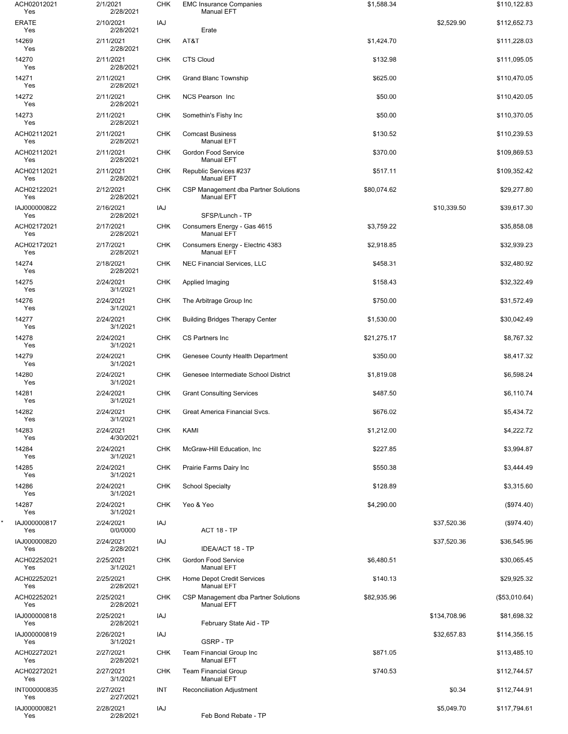| | | | | | | | |
|---|---|---|---|---|---|---|---|
| | ACH02012021<br>Yes | 2/1/2021<br>2/28/2021 | CHK | EMC Insurance Companies<br>Manual EFT | $1,588.34 | | $110,122.83 |
| | ERATE<br>Yes | 2/10/2021<br>2/28/2021 | IAJ | Erate | | $2,529.90 | $112,652.73 |
| | 14269<br>Yes | 2/11/2021<br>2/28/2021 | CHK | AT&T | $1,424.70 | | $111,228.03 |
| | 14270<br>Yes | 2/11/2021<br>2/28/2021 | CHK | CTS Cloud | $132.98 | | $111,095.05 |
| | 14271<br>Yes | 2/11/2021<br>2/28/2021 | CHK | Grand Blanc Township | $625.00 | | $110,470.05 |
| | 14272<br>Yes | 2/11/2021<br>2/28/2021 | CHK | NCS Pearson Inc | $50.00 | | $110,420.05 |
| | 14273<br>Yes | 2/11/2021<br>2/28/2021 | CHK | Somethin's Fishy Inc | $50.00 | | $110,370.05 |
| | ACH02112021<br>Yes | 2/11/2021<br>2/28/2021 | CHK | Comcast Business<br>Manual EFT | $130.52 | | $110,239.53 |
| | ACH02112021<br>Yes | 2/11/2021<br>2/28/2021 | CHK | Gordon Food Service<br>Manual EFT | $370.00 | | $109,869.53 |
| | ACH02112021<br>Yes | 2/11/2021<br>2/28/2021 | CHK | Republic Services #237<br>Manual EFT | $517.11 | | $109,352.42 |
| | ACH02122021<br>Yes | 2/12/2021<br>2/28/2021 | CHK | CSP Management dba Partner Solutions<br>Manual EFT | $80,074.62 | | $29,277.80 |
| | IAJ000000822<br>Yes | 2/16/2021<br>2/28/2021 | IAJ | SFSP/Lunch - TP | | $10,339.50 | $39,617.30 |
| | ACH02172021<br>Yes | 2/17/2021<br>2/28/2021 | CHK | Consumers Energy - Gas 4615<br>Manual EFT | $3,759.22 | | $35,858.08 |
| | ACH02172021<br>Yes | 2/17/2021<br>2/28/2021 | CHK | Consumers Energy - Electric 4383<br>Manual EFT | $2,918.85 | | $32,939.23 |
| | 14274<br>Yes | 2/18/2021<br>2/28/2021 | CHK | NEC Financial Services, LLC | $458.31 | | $32,480.92 |
| | 14275<br>Yes | 2/24/2021<br>3/1/2021 | CHK | Applied Imaging | $158.43 | | $32,322.49 |
| | 14276<br>Yes | 2/24/2021<br>3/1/2021 | CHK | The Arbitrage Group Inc | $750.00 | | $31,572.49 |
| | 14277<br>Yes | 2/24/2021<br>3/1/2021 | CHK | Building Bridges Therapy Center | $1,530.00 | | $30,042.49 |
| | 14278<br>Yes | 2/24/2021<br>3/1/2021 | CHK | CS Partners Inc | $21,275.17 | | $8,767.32 |
| | 14279<br>Yes | 2/24/2021<br>3/1/2021 | CHK | Genesee County Health Department | $350.00 | | $8,417.32 |
| | 14280<br>Yes | 2/24/2021<br>3/1/2021 | CHK | Genesee Intermediate School District | $1,819.08 | | $6,598.24 |
| | 14281<br>Yes | 2/24/2021<br>3/1/2021 | CHK | Grant Consulting Services | $487.50 | | $6,110.74 |
| | 14282<br>Yes | 2/24/2021<br>3/1/2021 | CHK | Great America Financial Svcs. | $676.02 | | $5,434.72 |
| | 14283<br>Yes | 2/24/2021<br>4/30/2021 | CHK | KAMI | $1,212.00 | | $4,222.72 |
| | 14284<br>Yes | 2/24/2021<br>3/1/2021 | CHK | McGraw-Hill Education, Inc | $227.85 | | $3,994.87 |
| | 14285<br>Yes | 2/24/2021<br>3/1/2021 | CHK | Prairie Farms Dairy Inc | $550.38 | | $3,444.49 |
| | 14286<br>Yes | 2/24/2021<br>3/1/2021 | CHK | School Specialty | $128.89 | | $3,315.60 |
| | 14287<br>Yes | 2/24/2021<br>3/1/2021 | CHK | Yeo & Yeo | $4,290.00 | | ($974.40) |
| * | IAJ000000817<br>Yes | 2/24/2021<br>0/0/0000 | IAJ | ACT 18 - TP | | $37,520.36 | ($974.40) |
| | IAJ000000820<br>Yes | 2/24/2021<br>2/28/2021 | IAJ | IDEA/ACT 18 - TP | | $37,520.36 | $36,545.96 |
| | ACH02252021<br>Yes | 2/25/2021<br>3/1/2021 | CHK | Gordon Food Service<br>Manual EFT | $6,480.51 | | $30,065.45 |
| | ACH02252021<br>Yes | 2/25/2021<br>2/28/2021 | CHK | Home Depot Credit Services<br>Manual EFT | $140.13 | | $29,925.32 |
| | ACH02252021<br>Yes | 2/25/2021<br>2/28/2021 | CHK | CSP Management dba Partner Solutions<br>Manual EFT | $82,935.96 | | ($53,010.64) |
| | IAJ000000818<br>Yes | 2/25/2021<br>2/28/2021 | IAJ | February State Aid - TP | | $134,708.96 | $81,698.32 |
| | IAJ000000819<br>Yes | 2/26/2021<br>3/1/2021 | IAJ | GSRP - TP | | $32,657.83 | $114,356.15 |
| | ACH02272021<br>Yes | 2/27/2021<br>2/28/2021 | CHK | Team Financial Group Inc<br>Manual EFT | $871.05 | | $113,485.10 |
| | ACH02272021<br>Yes | 2/27/2021<br>3/1/2021 | CHK | Team Financial Group<br>Manual EFT | $740.53 | | $112,744.57 |
| | INT000000835<br>Yes | 2/27/2021<br>2/27/2021 | INT | Reconciliation Adjustment | | $0.34 | $112,744.91 |
| | IAJ000000821<br>Yes | 2/28/2021<br>2/28/2021 | IAJ | Feb Bond Rebate - TP | | $5,049.70 | $117,794.61 |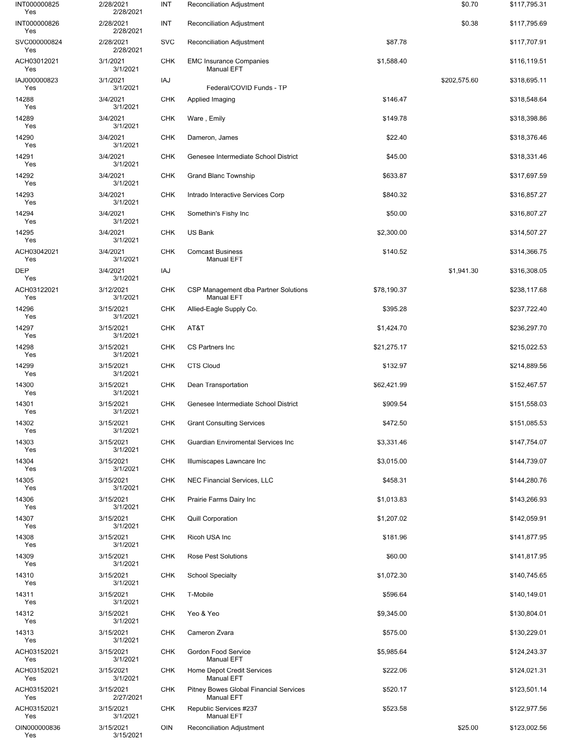| | | | | | | |
|---|---|---|---|---|---|---|
| INT000000825<br>Yes | 2/28/2021<br>2/28/2021 | INT | Reconciliation Adjustment | | $0.70 | $117,795.31 |
| INT000000826<br>Yes | 2/28/2021<br>2/28/2021 | INT | Reconciliation Adjustment | | $0.38 | $117,795.69 |
| SVC000000824<br>Yes | 2/28/2021<br>2/28/2021 | SVC | Reconciliation Adjustment | $87.78 | | $117,707.91 |
| ACH03012021<br>Yes | 3/1/2021<br>3/1/2021 | CHK | EMC Insurance Companies<br>Manual EFT | $1,588.40 | | $116,119.51 |
| IAJ000000823<br>Yes | 3/1/2021<br>3/1/2021 | IAJ | Federal/COVID Funds - TP | | $202,575.60 | $318,695.11 |
| 14288<br>Yes | 3/4/2021<br>3/1/2021 | CHK | Applied Imaging | $146.47 | | $318,548.64 |
| 14289<br>Yes | 3/4/2021<br>3/1/2021 | CHK | Ware , Emily | $149.78 | | $318,398.86 |
| 14290<br>Yes | 3/4/2021<br>3/1/2021 | CHK | Dameron, James | $22.40 | | $318,376.46 |
| 14291<br>Yes | 3/4/2021<br>3/1/2021 | CHK | Genesee Intermediate School District | $45.00 | | $318,331.46 |
| 14292<br>Yes | 3/4/2021<br>3/1/2021 | CHK | Grand Blanc Township | $633.87 | | $317,697.59 |
| 14293<br>Yes | 3/4/2021<br>3/1/2021 | CHK | Intrado Interactive Services Corp | $840.32 | | $316,857.27 |
| 14294<br>Yes | 3/4/2021<br>3/1/2021 | CHK | Somethin's Fishy Inc | $50.00 | | $316,807.27 |
| 14295<br>Yes | 3/4/2021<br>3/1/2021 | CHK | US Bank | $2,300.00 | | $314,507.27 |
| ACH03042021<br>Yes | 3/4/2021<br>3/1/2021 | CHK | Comcast Business<br>Manual EFT | $140.52 | | $314,366.75 |
| DEP<br>Yes | 3/4/2021<br>3/1/2021 | IAJ | | | $1,941.30 | $316,308.05 |
| ACH03122021<br>Yes | 3/12/2021<br>3/1/2021 | CHK | CSP Management dba Partner Solutions<br>Manual EFT | $78,190.37 | | $238,117.68 |
| 14296<br>Yes | 3/15/2021<br>3/1/2021 | CHK | Allied-Eagle Supply Co. | $395.28 | | $237,722.40 |
| 14297<br>Yes | 3/15/2021<br>3/1/2021 | CHK | AT&T | $1,424.70 | | $236,297.70 |
| 14298<br>Yes | 3/15/2021<br>3/1/2021 | CHK | CS Partners Inc | $21,275.17 | | $215,022.53 |
| 14299<br>Yes | 3/15/2021<br>3/1/2021 | CHK | CTS Cloud | $132.97 | | $214,889.56 |
| 14300<br>Yes | 3/15/2021<br>3/1/2021 | CHK | Dean Transportation | $62,421.99 | | $152,467.57 |
| 14301<br>Yes | 3/15/2021<br>3/1/2021 | CHK | Genesee Intermediate School District | $909.54 | | $151,558.03 |
| 14302<br>Yes | 3/15/2021<br>3/1/2021 | CHK | Grant Consulting Services | $472.50 | | $151,085.53 |
| 14303<br>Yes | 3/15/2021<br>3/1/2021 | CHK | Guardian Enviromental Services Inc | $3,331.46 | | $147,754.07 |
| 14304<br>Yes | 3/15/2021<br>3/1/2021 | CHK | Illumiscapes Lawncare Inc | $3,015.00 | | $144,739.07 |
| 14305<br>Yes | 3/15/2021<br>3/1/2021 | CHK | NEC Financial Services, LLC | $458.31 | | $144,280.76 |
| 14306<br>Yes | 3/15/2021<br>3/1/2021 | CHK | Prairie Farms Dairy Inc | $1,013.83 | | $143,266.93 |
| 14307<br>Yes | 3/15/2021<br>3/1/2021 | CHK | Quill Corporation | $1,207.02 | | $142,059.91 |
| 14308<br>Yes | 3/15/2021<br>3/1/2021 | CHK | Ricoh USA Inc | $181.96 | | $141,877.95 |
| 14309<br>Yes | 3/15/2021<br>3/1/2021 | CHK | Rose Pest Solutions | $60.00 | | $141,817.95 |
| 14310<br>Yes | 3/15/2021<br>3/1/2021 | CHK | School Specialty | $1,072.30 | | $140,745.65 |
| 14311<br>Yes | 3/15/2021<br>3/1/2021 | CHK | T-Mobile | $596.64 | | $140,149.01 |
| 14312<br>Yes | 3/15/2021<br>3/1/2021 | CHK | Yeo & Yeo | $9,345.00 | | $130,804.01 |
| 14313<br>Yes | 3/15/2021<br>3/1/2021 | CHK | Cameron Zvara | $575.00 | | $130,229.01 |
| ACH03152021<br>Yes | 3/15/2021<br>3/1/2021 | CHK | Gordon Food Service<br>Manual EFT | $5,985.64 | | $124,243.37 |
| ACH03152021<br>Yes | 3/15/2021<br>3/1/2021 | CHK | Home Depot Credit Services<br>Manual EFT | $222.06 | | $124,021.31 |
| ACH03152021<br>Yes | 3/15/2021<br>2/27/2021 | CHK | Pitney Bowes Global Financial Services<br>Manual EFT | $520.17 | | $123,501.14 |
| ACH03152021<br>Yes | 3/15/2021<br>3/1/2021 | CHK | Republic Services #237<br>Manual EFT | $523.58 | | $122,977.56 |
| OIN000000836<br>Yes | 3/15/2021<br>3/15/2021 | OIN | Reconciliation Adjustment | | $25.00 | $123,002.56 |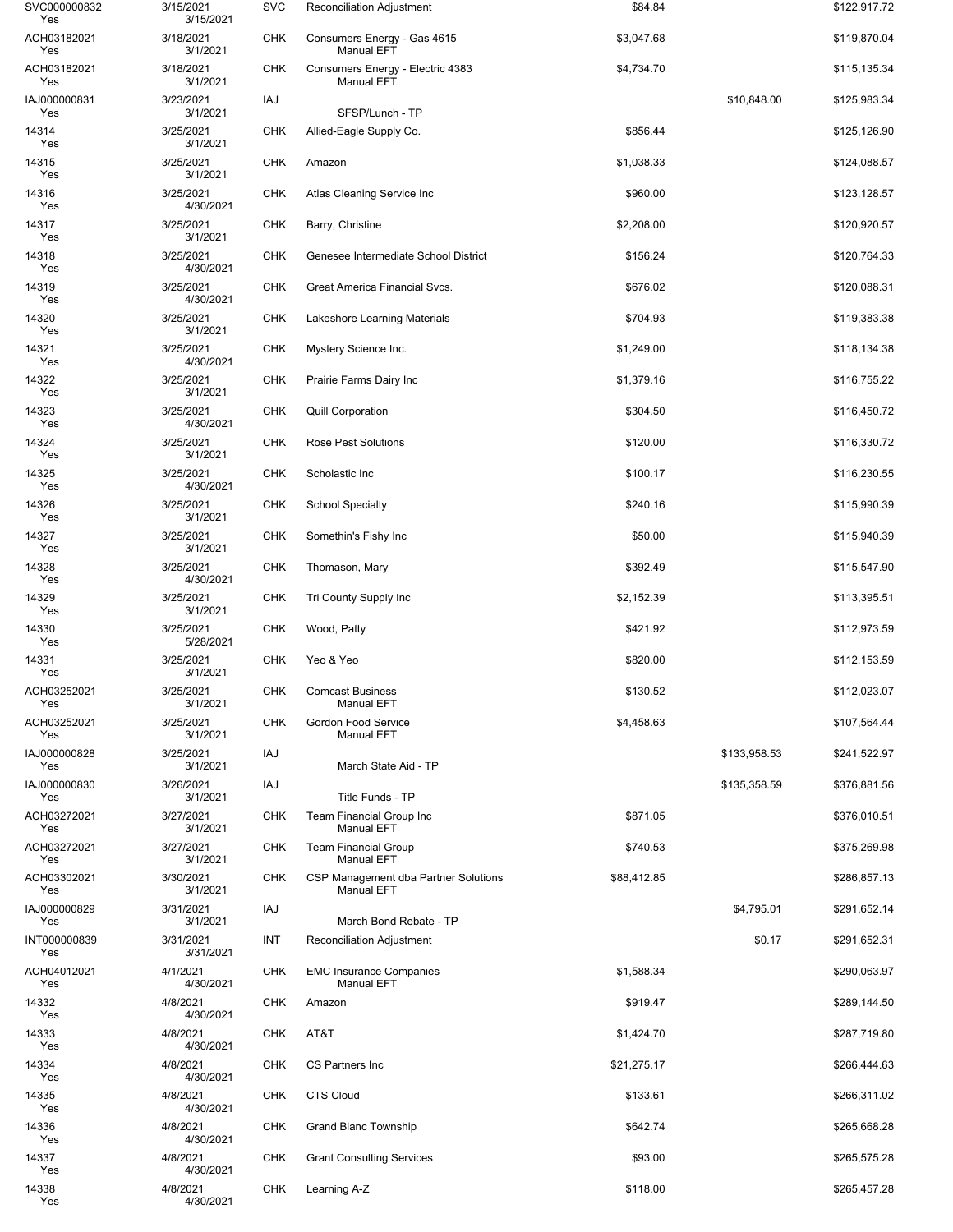| | | | | | | |
|---|---|---|---|---|---|---|
| SVC000000832<br>Yes | 3/15/2021<br>3/15/2021 | SVC | Reconciliation Adjustment | $84.84 | | $122,917.72 |
| ACH03182021<br>Yes | 3/18/2021<br>3/1/2021 | CHK | Consumers Energy - Gas 4615<br>Manual EFT | $3,047.68 | | $119,870.04 |
| ACH03182021<br>Yes | 3/18/2021<br>3/1/2021 | CHK | Consumers Energy - Electric 4383<br>Manual EFT | $4,734.70 | | $115,135.34 |
| IAJ000000831<br>Yes | 3/23/2021<br>3/1/2021 | IAJ | SFSP/Lunch - TP | | $10,848.00 | $125,983.34 |
| 14314<br>Yes | 3/25/2021<br>3/1/2021 | CHK | Allied-Eagle Supply Co. | $856.44 | | $125,126.90 |
| 14315<br>Yes | 3/25/2021<br>3/1/2021 | CHK | Amazon | $1,038.33 | | $124,088.57 |
| 14316<br>Yes | 3/25/2021<br>4/30/2021 | CHK | Atlas Cleaning Service Inc | $960.00 | | $123,128.57 |
| 14317<br>Yes | 3/25/2021<br>3/1/2021 | CHK | Barry, Christine | $2,208.00 | | $120,920.57 |
| 14318<br>Yes | 3/25/2021<br>4/30/2021 | CHK | Genesee Intermediate School District | $156.24 | | $120,764.33 |
| 14319<br>Yes | 3/25/2021<br>4/30/2021 | CHK | Great America Financial Svcs. | $676.02 | | $120,088.31 |
| 14320<br>Yes | 3/25/2021<br>3/1/2021 | CHK | Lakeshore Learning Materials | $704.93 | | $119,383.38 |
| 14321<br>Yes | 3/25/2021<br>4/30/2021 | CHK | Mystery Science Inc. | $1,249.00 | | $118,134.38 |
| 14322<br>Yes | 3/25/2021<br>3/1/2021 | CHK | Prairie Farms Dairy Inc | $1,379.16 | | $116,755.22 |
| 14323<br>Yes | 3/25/2021<br>4/30/2021 | CHK | Quill Corporation | $304.50 | | $116,450.72 |
| 14324<br>Yes | 3/25/2021<br>3/1/2021 | CHK | Rose Pest Solutions | $120.00 | | $116,330.72 |
| 14325<br>Yes | 3/25/2021<br>4/30/2021 | CHK | Scholastic Inc | $100.17 | | $116,230.55 |
| 14326<br>Yes | 3/25/2021<br>3/1/2021 | CHK | School Specialty | $240.16 | | $115,990.39 |
| 14327<br>Yes | 3/25/2021<br>3/1/2021 | CHK | Somethin's Fishy Inc | $50.00 | | $115,940.39 |
| 14328<br>Yes | 3/25/2021<br>4/30/2021 | CHK | Thomason, Mary | $392.49 | | $115,547.90 |
| 14329<br>Yes | 3/25/2021<br>3/1/2021 | CHK | Tri County Supply Inc | $2,152.39 | | $113,395.51 |
| 14330<br>Yes | 3/25/2021<br>5/28/2021 | CHK | Wood, Patty | $421.92 | | $112,973.59 |
| 14331<br>Yes | 3/25/2021<br>3/1/2021 | CHK | Yeo & Yeo | $820.00 | | $112,153.59 |
| ACH03252021<br>Yes | 3/25/2021<br>3/1/2021 | CHK | Comcast Business<br>Manual EFT | $130.52 | | $112,023.07 |
| ACH03252021<br>Yes | 3/25/2021<br>3/1/2021 | CHK | Gordon Food Service<br>Manual EFT | $4,458.63 | | $107,564.44 |
| IAJ000000828<br>Yes | 3/25/2021<br>3/1/2021 | IAJ | March State Aid - TP | | $133,958.53 | $241,522.97 |
| IAJ000000830<br>Yes | 3/26/2021<br>3/1/2021 | IAJ | Title Funds - TP | | $135,358.59 | $376,881.56 |
| ACH03272021<br>Yes | 3/27/2021<br>3/1/2021 | CHK | Team Financial Group Inc<br>Manual EFT | $871.05 | | $376,010.51 |
| ACH03272021<br>Yes | 3/27/2021<br>3/1/2021 | CHK | Team Financial Group<br>Manual EFT | $740.53 | | $375,269.98 |
| ACH03302021<br>Yes | 3/30/2021<br>3/1/2021 | CHK | CSP Management dba Partner Solutions<br>Manual EFT | $88,412.85 | | $286,857.13 |
| IAJ000000829<br>Yes | 3/31/2021<br>3/1/2021 | IAJ | March Bond Rebate - TP | | $4,795.01 | $291,652.14 |
| INT000000839<br>Yes | 3/31/2021<br>3/31/2021 | INT | Reconciliation Adjustment | | $0.17 | $291,652.31 |
| ACH04012021<br>Yes | 4/1/2021<br>4/30/2021 | CHK | EMC Insurance Companies<br>Manual EFT | $1,588.34 | | $290,063.97 |
| 14332<br>Yes | 4/8/2021<br>4/30/2021 | CHK | Amazon | $919.47 | | $289,144.50 |
| 14333<br>Yes | 4/8/2021<br>4/30/2021 | CHK | AT&T | $1,424.70 | | $287,719.80 |
| 14334<br>Yes | 4/8/2021<br>4/30/2021 | CHK | CS Partners Inc | $21,275.17 | | $266,444.63 |
| 14335<br>Yes | 4/8/2021<br>4/30/2021 | CHK | CTS Cloud | $133.61 | | $266,311.02 |
| 14336<br>Yes | 4/8/2021<br>4/30/2021 | CHK | Grand Blanc Township | $642.74 | | $265,668.28 |
| 14337<br>Yes | 4/8/2021<br>4/30/2021 | CHK | Grant Consulting Services | $93.00 | | $265,575.28 |
| 14338<br>Yes | 4/8/2021<br>4/30/2021 | CHK | Learning A-Z | $118.00 | | $265,457.28 |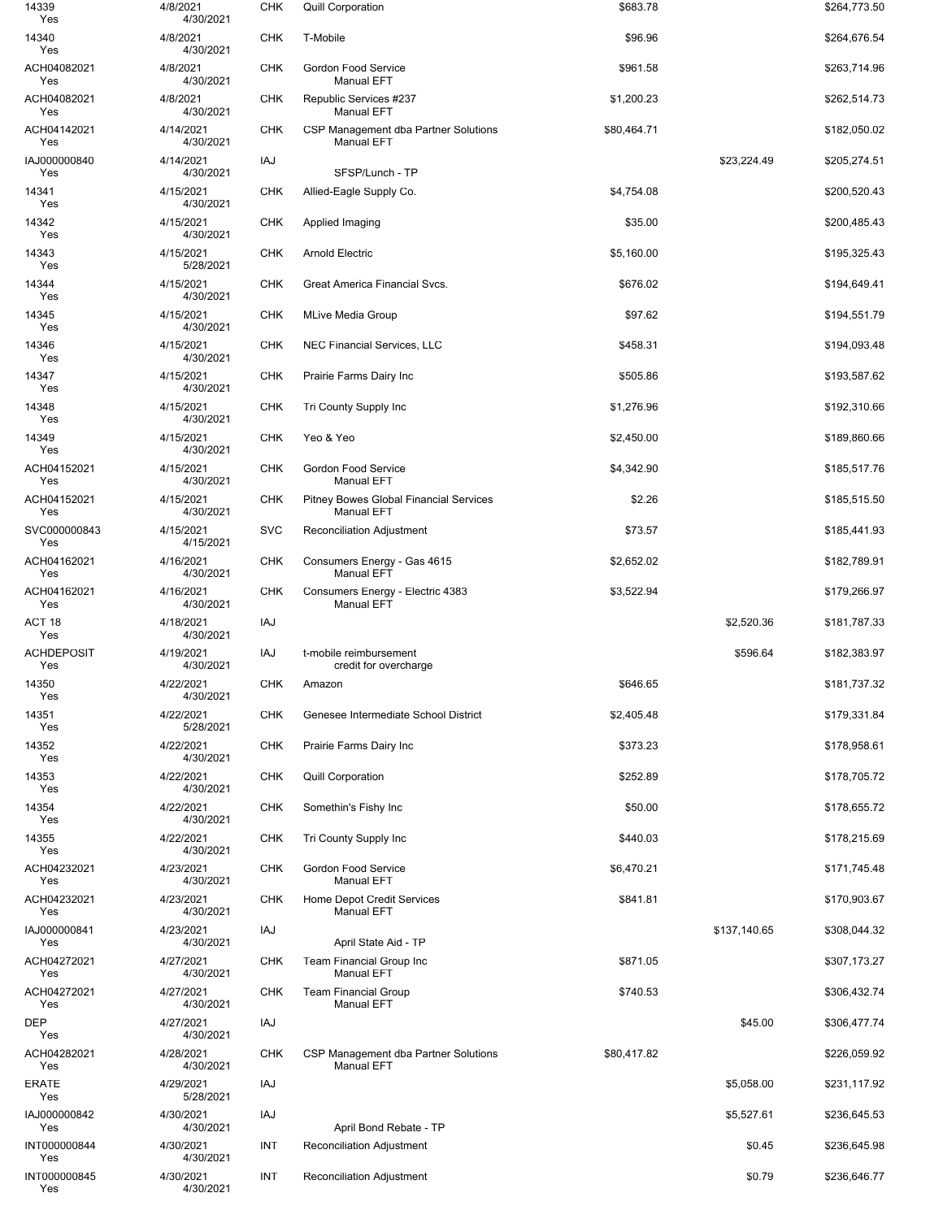| | | | | | | |
|---|---|---|---|---|---|---|
| 14339 Yes | 4/8/2021 4/30/2021 | CHK | Quill Corporation | $683.78 | | $264,773.50 |
| 14340 Yes | 4/8/2021 4/30/2021 | CHK | T-Mobile | $96.96 | | $264,676.54 |
| ACH04082021 Yes | 4/8/2021 4/30/2021 | CHK | Gordon Food Service Manual EFT | $961.58 | | $263,714.96 |
| ACH04082021 Yes | 4/8/2021 4/30/2021 | CHK | Republic Services #237 Manual EFT | $1,200.23 | | $262,514.73 |
| ACH04142021 Yes | 4/14/2021 4/30/2021 | CHK | CSP Management dba Partner Solutions Manual EFT | $80,464.71 | | $182,050.02 |
| IAJ000000840 Yes | 4/14/2021 4/30/2021 | IAJ | SFSP/Lunch - TP | | $23,224.49 | $205,274.51 |
| 14341 Yes | 4/15/2021 4/30/2021 | CHK | Allied-Eagle Supply Co. | $4,754.08 | | $200,520.43 |
| 14342 Yes | 4/15/2021 4/30/2021 | CHK | Applied Imaging | $35.00 | | $200,485.43 |
| 14343 Yes | 4/15/2021 5/28/2021 | CHK | Arnold Electric | $5,160.00 | | $195,325.43 |
| 14344 Yes | 4/15/2021 4/30/2021 | CHK | Great America Financial Svcs. | $676.02 | | $194,649.41 |
| 14345 Yes | 4/15/2021 4/30/2021 | CHK | MLive Media Group | $97.62 | | $194,551.79 |
| 14346 Yes | 4/15/2021 4/30/2021 | CHK | NEC Financial Services, LLC | $458.31 | | $194,093.48 |
| 14347 Yes | 4/15/2021 4/30/2021 | CHK | Prairie Farms Dairy Inc | $505.86 | | $193,587.62 |
| 14348 Yes | 4/15/2021 4/30/2021 | CHK | Tri County Supply Inc | $1,276.96 | | $192,310.66 |
| 14349 Yes | 4/15/2021 4/30/2021 | CHK | Yeo & Yeo | $2,450.00 | | $189,860.66 |
| ACH04152021 Yes | 4/15/2021 4/30/2021 | CHK | Gordon Food Service Manual EFT | $4,342.90 | | $185,517.76 |
| ACH04152021 Yes | 4/15/2021 4/30/2021 | CHK | Pitney Bowes Global Financial Services Manual EFT | $2.26 | | $185,515.50 |
| SVC000000843 Yes | 4/15/2021 4/15/2021 | SVC | Reconciliation Adjustment | $73.57 | | $185,441.93 |
| ACH04162021 Yes | 4/16/2021 4/30/2021 | CHK | Consumers Energy - Gas 4615 Manual EFT | $2,652.02 | | $182,789.91 |
| ACH04162021 Yes | 4/16/2021 4/30/2021 | CHK | Consumers Energy - Electric 4383 Manual EFT | $3,522.94 | | $179,266.97 |
| ACT 18 Yes | 4/18/2021 4/30/2021 | IAJ | | | $2,520.36 | $181,787.33 |
| ACHDEPOSIT Yes | 4/19/2021 4/30/2021 | IAJ | t-mobile reimbursement credit for overcharge | | $596.64 | $182,383.97 |
| 14350 Yes | 4/22/2021 4/30/2021 | CHK | Amazon | $646.65 | | $181,737.32 |
| 14351 Yes | 4/22/2021 5/28/2021 | CHK | Genesee Intermediate School District | $2,405.48 | | $179,331.84 |
| 14352 Yes | 4/22/2021 4/30/2021 | CHK | Prairie Farms Dairy Inc | $373.23 | | $178,958.61 |
| 14353 Yes | 4/22/2021 4/30/2021 | CHK | Quill Corporation | $252.89 | | $178,705.72 |
| 14354 Yes | 4/22/2021 4/30/2021 | CHK | Somethin's Fishy Inc | $50.00 | | $178,655.72 |
| 14355 Yes | 4/22/2021 4/30/2021 | CHK | Tri County Supply Inc | $440.03 | | $178,215.69 |
| ACH04232021 Yes | 4/23/2021 4/30/2021 | CHK | Gordon Food Service Manual EFT | $6,470.21 | | $171,745.48 |
| ACH04232021 Yes | 4/23/2021 4/30/2021 | CHK | Home Depot Credit Services Manual EFT | $841.81 | | $170,903.67 |
| IAJ000000841 Yes | 4/23/2021 4/30/2021 | IAJ | April State Aid - TP | | $137,140.65 | $308,044.32 |
| ACH04272021 Yes | 4/27/2021 4/30/2021 | CHK | Team Financial Group Inc Manual EFT | $871.05 | | $307,173.27 |
| ACH04272021 Yes | 4/27/2021 4/30/2021 | CHK | Team Financial Group Manual EFT | $740.53 | | $306,432.74 |
| DEP Yes | 4/27/2021 4/30/2021 | IAJ | | | $45.00 | $306,477.74 |
| ACH04282021 Yes | 4/28/2021 4/30/2021 | CHK | CSP Management dba Partner Solutions Manual EFT | $80,417.82 | | $226,059.92 |
| ERATE Yes | 4/29/2021 5/28/2021 | IAJ | | | $5,058.00 | $231,117.92 |
| IAJ000000842 Yes | 4/30/2021 4/30/2021 | IAJ | April Bond Rebate - TP | | $5,527.61 | $236,645.53 |
| INT000000844 Yes | 4/30/2021 4/30/2021 | INT | Reconciliation Adjustment | | $0.45 | $236,645.98 |
| INT000000845 Yes | 4/30/2021 4/30/2021 | INT | Reconciliation Adjustment | | $0.79 | $236,646.77 |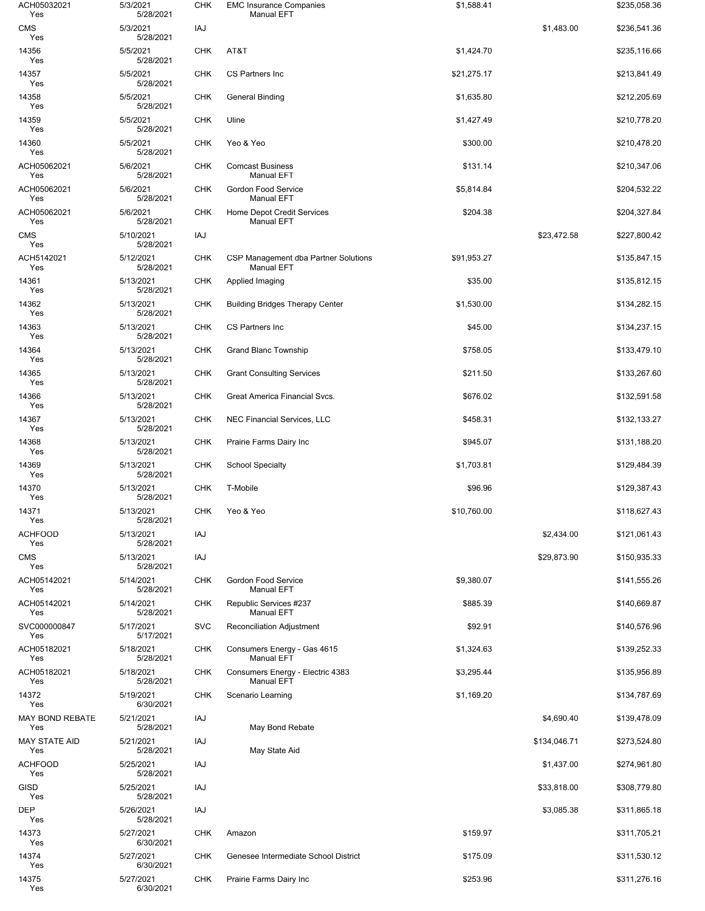| | | | | | | |
|---|---|---|---|---|---|---|
| ACH05032021<br>Yes | 5/3/2021<br>5/28/2021 | CHK | EMC Insurance Companies<br>Manual EFT | $1,588.41 | | $235,058.36 |
| CMS<br>Yes | 5/3/2021<br>5/28/2021 | IAJ | | | $1,483.00 | $236,541.36 |
| 14356<br>Yes | 5/5/2021<br>5/28/2021 | CHK | AT&T | $1,424.70 | | $235,116.66 |
| 14357<br>Yes | 5/5/2021<br>5/28/2021 | CHK | CS Partners Inc | $21,275.17 | | $213,841.49 |
| 14358<br>Yes | 5/5/2021<br>5/28/2021 | CHK | General Binding | $1,635.80 | | $212,205.69 |
| 14359<br>Yes | 5/5/2021<br>5/28/2021 | CHK | Uline | $1,427.49 | | $210,778.20 |
| 14360<br>Yes | 5/5/2021<br>5/28/2021 | CHK | Yeo & Yeo | $300.00 | | $210,478.20 |
| ACH05062021<br>Yes | 5/6/2021<br>5/28/2021 | CHK | Comcast Business<br>Manual EFT | $131.14 | | $210,347.06 |
| ACH05062021<br>Yes | 5/6/2021<br>5/28/2021 | CHK | Gordon Food Service<br>Manual EFT | $5,814.84 | | $204,532.22 |
| ACH05062021<br>Yes | 5/6/2021<br>5/28/2021 | CHK | Home Depot Credit Services<br>Manual EFT | $204.38 | | $204,327.84 |
| CMS<br>Yes | 5/10/2021<br>5/28/2021 | IAJ | | | $23,472.58 | $227,800.42 |
| ACH5142021<br>Yes | 5/12/2021<br>5/28/2021 | CHK | CSP Management dba Partner Solutions<br>Manual EFT | $91,953.27 | | $135,847.15 |
| 14361<br>Yes | 5/13/2021<br>5/28/2021 | CHK | Applied Imaging | $35.00 | | $135,812.15 |
| 14362<br>Yes | 5/13/2021<br>5/28/2021 | CHK | Building Bridges Therapy Center | $1,530.00 | | $134,282.15 |
| 14363<br>Yes | 5/13/2021<br>5/28/2021 | CHK | CS Partners Inc | $45.00 | | $134,237.15 |
| 14364<br>Yes | 5/13/2021<br>5/28/2021 | CHK | Grand Blanc Township | $758.05 | | $133,479.10 |
| 14365<br>Yes | 5/13/2021<br>5/28/2021 | CHK | Grant Consulting Services | $211.50 | | $133,267.60 |
| 14366<br>Yes | 5/13/2021<br>5/28/2021 | CHK | Great America Financial Svcs. | $676.02 | | $132,591.58 |
| 14367<br>Yes | 5/13/2021<br>5/28/2021 | CHK | NEC Financial Services, LLC | $458.31 | | $132,133.27 |
| 14368<br>Yes | 5/13/2021<br>5/28/2021 | CHK | Prairie Farms Dairy Inc | $945.07 | | $131,188.20 |
| 14369<br>Yes | 5/13/2021<br>5/28/2021 | CHK | School Specialty | $1,703.81 | | $129,484.39 |
| 14370<br>Yes | 5/13/2021<br>5/28/2021 | CHK | T-Mobile | $96.96 | | $129,387.43 |
| 14371<br>Yes | 5/13/2021<br>5/28/2021 | CHK | Yeo & Yeo | $10,760.00 | | $118,627.43 |
| ACHFOOD<br>Yes | 5/13/2021<br>5/28/2021 | IAJ | | | $2,434.00 | $121,061.43 |
| CMS<br>Yes | 5/13/2021<br>5/28/2021 | IAJ | | | $29,873.90 | $150,935.33 |
| ACH05142021<br>Yes | 5/14/2021<br>5/28/2021 | CHK | Gordon Food Service<br>Manual EFT | $9,380.07 | | $141,555.26 |
| ACH05142021<br>Yes | 5/14/2021<br>5/28/2021 | CHK | Republic Services #237<br>Manual EFT | $885.39 | | $140,669.87 |
| SVC000000847<br>Yes | 5/17/2021<br>5/17/2021 | SVC | Reconciliation Adjustment | $92.91 | | $140,576.96 |
| ACH05182021<br>Yes | 5/18/2021<br>5/28/2021 | CHK | Consumers Energy - Gas 4615<br>Manual EFT | $1,324.63 | | $139,252.33 |
| ACH05182021<br>Yes | 5/18/2021<br>5/28/2021 | CHK | Consumers Energy - Electric 4383<br>Manual EFT | $3,295.44 | | $135,956.89 |
| 14372<br>Yes | 5/19/2021<br>6/30/2021 | CHK | Scenario Learning | $1,169.20 | | $134,787.69 |
| MAY BOND REBATE<br>Yes | 5/21/2021<br>5/28/2021 | IAJ | May Bond Rebate | | $4,690.40 | $139,478.09 |
| MAY STATE AID<br>Yes | 5/21/2021<br>5/28/2021 | IAJ | May State Aid | | $134,046.71 | $273,524.80 |
| ACHFOOD<br>Yes | 5/25/2021<br>5/28/2021 | IAJ | | | $1,437.00 | $274,961.80 |
| GISD<br>Yes | 5/25/2021<br>5/28/2021 | IAJ | | | $33,818.00 | $308,779.80 |
| DEP<br>Yes | 5/26/2021<br>5/28/2021 | IAJ | | | $3,085.38 | $311,865.18 |
| 14373<br>Yes | 5/27/2021<br>6/30/2021 | CHK | Amazon | $159.97 | | $311,705.21 |
| 14374<br>Yes | 5/27/2021<br>6/30/2021 | CHK | Genesee Intermediate School District | $175.09 | | $311,530.12 |
| 14375<br>Yes | 5/27/2021<br>6/30/2021 | CHK | Prairie Farms Dairy Inc | $253.96 | | $311,276.16 |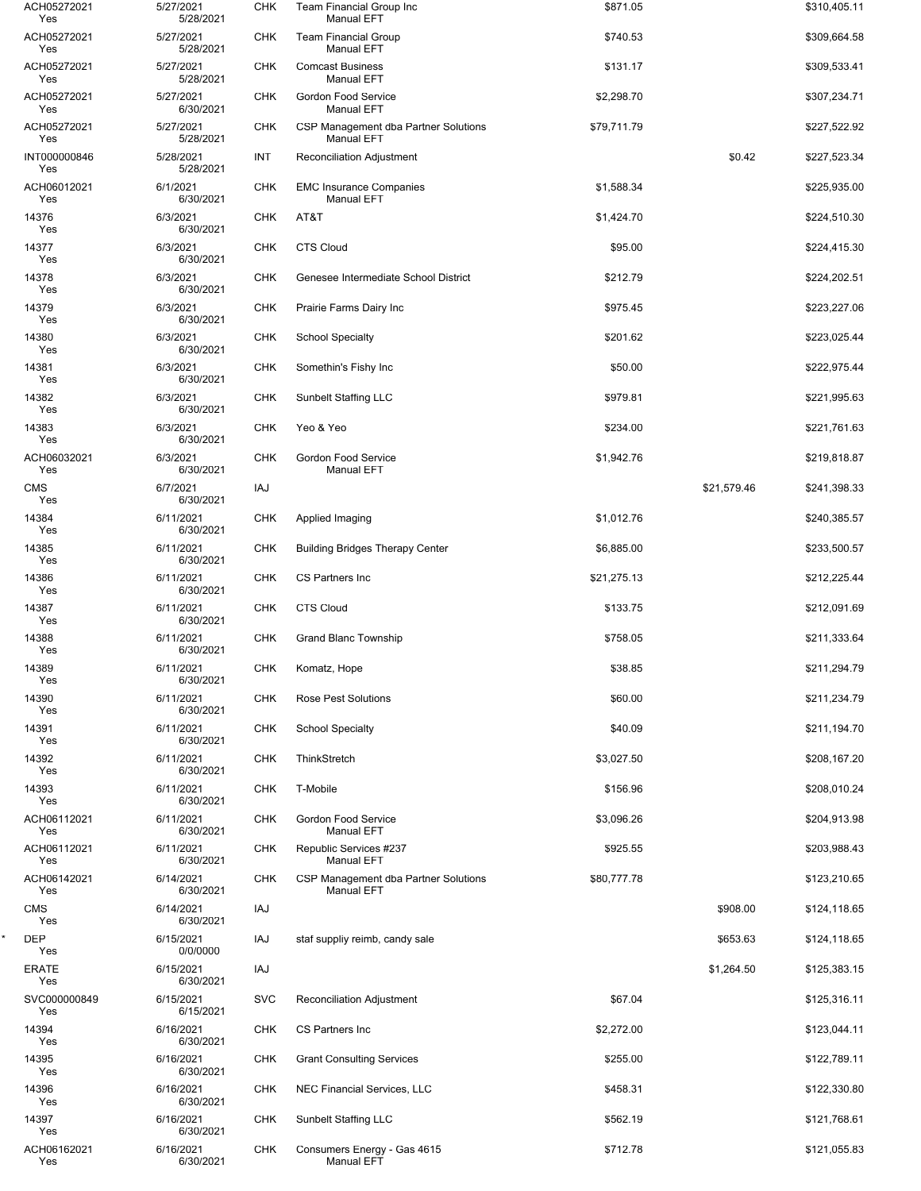| | Reference / Cleared | Date / Clear Date | Type | Payee / Description | Payment | Deposit | Balance |
|---|---|---|---|---|---|---|---|
| | ACH05272021<br>Yes | 5/27/2021<br>5/28/2021 | CHK | Team Financial Group Inc<br>Manual EFT | $871.05 | | $310,405.11 |
| | ACH05272021<br>Yes | 5/27/2021<br>5/28/2021 | CHK | Team Financial Group<br>Manual EFT | $740.53 | | $309,664.58 |
| | ACH05272021<br>Yes | 5/27/2021<br>5/28/2021 | CHK | Comcast Business<br>Manual EFT | $131.17 | | $309,533.41 |
| | ACH05272021<br>Yes | 5/27/2021<br>6/30/2021 | CHK | Gordon Food Service<br>Manual EFT | $2,298.70 | | $307,234.71 |
| | ACH05272021<br>Yes | 5/27/2021<br>5/28/2021 | CHK | CSP Management dba Partner Solutions<br>Manual EFT | $79,711.79 | | $227,522.92 |
| | INT000000846<br>Yes | 5/28/2021<br>5/28/2021 | INT | Reconciliation Adjustment | | $0.42 | $227,523.34 |
| | ACH06012021<br>Yes | 6/1/2021<br>6/30/2021 | CHK | EMC Insurance Companies<br>Manual EFT | $1,588.34 | | $225,935.00 |
| | 14376<br>Yes | 6/3/2021<br>6/30/2021 | CHK | AT&T | $1,424.70 | | $224,510.30 |
| | 14377<br>Yes | 6/3/2021<br>6/30/2021 | CHK | CTS Cloud | $95.00 | | $224,415.30 |
| | 14378<br>Yes | 6/3/2021<br>6/30/2021 | CHK | Genesee Intermediate School District | $212.79 | | $224,202.51 |
| | 14379<br>Yes | 6/3/2021<br>6/30/2021 | CHK | Prairie Farms Dairy Inc | $975.45 | | $223,227.06 |
| | 14380<br>Yes | 6/3/2021<br>6/30/2021 | CHK | School Specialty | $201.62 | | $223,025.44 |
| | 14381<br>Yes | 6/3/2021<br>6/30/2021 | CHK | Somethin's Fishy Inc | $50.00 | | $222,975.44 |
| | 14382<br>Yes | 6/3/2021<br>6/30/2021 | CHK | Sunbelt Staffing LLC | $979.81 | | $221,995.63 |
| | 14383<br>Yes | 6/3/2021<br>6/30/2021 | CHK | Yeo & Yeo | $234.00 | | $221,761.63 |
| | ACH06032021<br>Yes | 6/3/2021<br>6/30/2021 | CHK | Gordon Food Service<br>Manual EFT | $1,942.76 | | $219,818.87 |
| | CMS<br>Yes | 6/7/2021<br>6/30/2021 | IAJ | | | $21,579.46 | $241,398.33 |
| | 14384<br>Yes | 6/11/2021<br>6/30/2021 | CHK | Applied Imaging | $1,012.76 | | $240,385.57 |
| | 14385<br>Yes | 6/11/2021<br>6/30/2021 | CHK | Building Bridges Therapy Center | $6,885.00 | | $233,500.57 |
| | 14386<br>Yes | 6/11/2021<br>6/30/2021 | CHK | CS Partners Inc | $21,275.13 | | $212,225.44 |
| | 14387<br>Yes | 6/11/2021<br>6/30/2021 | CHK | CTS Cloud | $133.75 | | $212,091.69 |
| | 14388<br>Yes | 6/11/2021<br>6/30/2021 | CHK | Grand Blanc Township | $758.05 | | $211,333.64 |
| | 14389<br>Yes | 6/11/2021<br>6/30/2021 | CHK | Komatz, Hope | $38.85 | | $211,294.79 |
| | 14390<br>Yes | 6/11/2021<br>6/30/2021 | CHK | Rose Pest Solutions | $60.00 | | $211,234.79 |
| | 14391<br>Yes | 6/11/2021<br>6/30/2021 | CHK | School Specialty | $40.09 | | $211,194.70 |
| | 14392<br>Yes | 6/11/2021<br>6/30/2021 | CHK | ThinkStretch | $3,027.50 | | $208,167.20 |
| | 14393<br>Yes | 6/11/2021<br>6/30/2021 | CHK | T-Mobile | $156.96 | | $208,010.24 |
| | ACH06112021<br>Yes | 6/11/2021<br>6/30/2021 | CHK | Gordon Food Service<br>Manual EFT | $3,096.26 | | $204,913.98 |
| | ACH06112021<br>Yes | 6/11/2021<br>6/30/2021 | CHK | Republic Services #237<br>Manual EFT | $925.55 | | $203,988.43 |
| | ACH06142021<br>Yes | 6/14/2021<br>6/30/2021 | CHK | CSP Management dba Partner Solutions<br>Manual EFT | $80,777.78 | | $123,210.65 |
| | CMS<br>Yes | 6/14/2021<br>6/30/2021 | IAJ | | | $908.00 | $124,118.65 |
| * | DEP<br>Yes | 6/15/2021<br>0/0/0000 | IAJ | staf suppliy reimb, candy sale | | $653.63 | $124,118.65 |
| | ERATE<br>Yes | 6/15/2021<br>6/30/2021 | IAJ | | | $1,264.50 | $125,383.15 |
| | SVC000000849<br>Yes | 6/15/2021<br>6/15/2021 | SVC | Reconciliation Adjustment | $67.04 | | $125,316.11 |
| | 14394<br>Yes | 6/16/2021<br>6/30/2021 | CHK | CS Partners Inc | $2,272.00 | | $123,044.11 |
| | 14395<br>Yes | 6/16/2021<br>6/30/2021 | CHK | Grant Consulting Services | $255.00 | | $122,789.11 |
| | 14396<br>Yes | 6/16/2021<br>6/30/2021 | CHK | NEC Financial Services, LLC | $458.31 | | $122,330.80 |
| | 14397<br>Yes | 6/16/2021<br>6/30/2021 | CHK | Sunbelt Staffing LLC | $562.19 | | $121,768.61 |
| | ACH06162021<br>Yes | 6/16/2021<br>6/30/2021 | CHK | Consumers Energy - Gas 4615<br>Manual EFT | $712.78 | | $121,055.83 |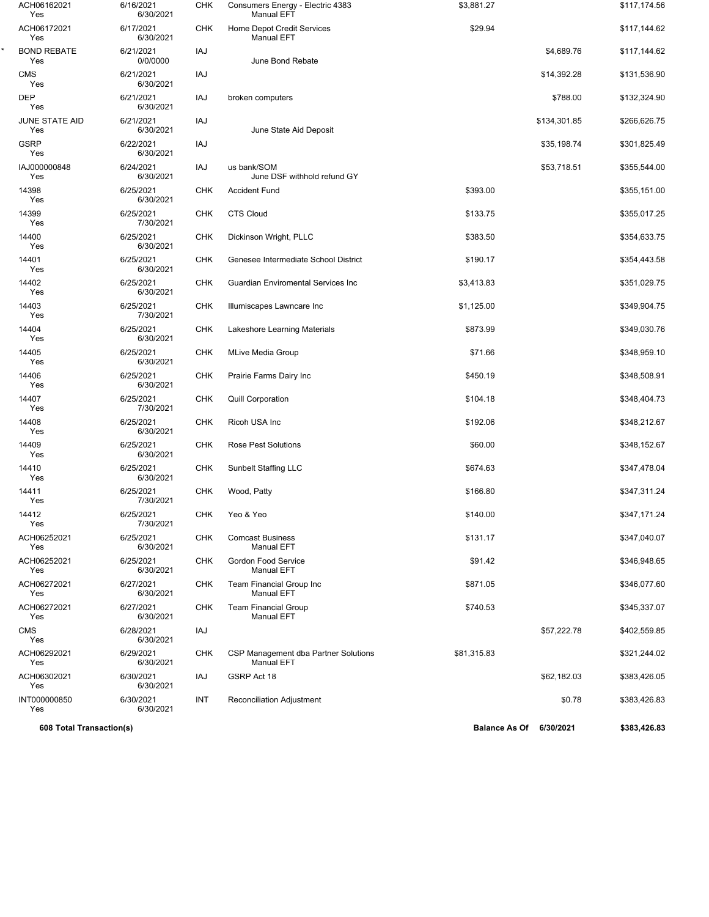| | | | | | | |
|---|---|---|---|---|---|---|
| ACH06162021<br>Yes | 6/16/2021<br>6/30/2021 | CHK | Consumers Energy - Electric 4383<br>Manual EFT | $3,881.27 | | $117,174.56 |
| ACH06172021<br>Yes | 6/17/2021<br>6/30/2021 | CHK | Home Depot Credit Services<br>Manual EFT | $29.94 | | $117,144.62 |
| * BOND REBATE<br>Yes | 6/21/2021<br>0/0/0000 | IAJ | June Bond Rebate | | $4,689.76 | $117,144.62 |
| CMS<br>Yes | 6/21/2021<br>6/30/2021 | IAJ | | | $14,392.28 | $131,536.90 |
| DEP<br>Yes | 6/21/2021<br>6/30/2021 | IAJ | broken computers | | $788.00 | $132,324.90 |
| JUNE STATE AID<br>Yes | 6/21/2021<br>6/30/2021 | IAJ | June State Aid Deposit | | $134,301.85 | $266,626.75 |
| GSRP<br>Yes | 6/22/2021<br>6/30/2021 | IAJ | | | $35,198.74 | $301,825.49 |
| IAJ000000848<br>Yes | 6/24/2021<br>6/30/2021 | IAJ | us bank/SOM<br>June DSF withhold refund GY | | $53,718.51 | $355,544.00 |
| 14398<br>Yes | 6/25/2021<br>6/30/2021 | CHK | Accident Fund | $393.00 | | $355,151.00 |
| 14399<br>Yes | 6/25/2021<br>7/30/2021 | CHK | CTS Cloud | $133.75 | | $355,017.25 |
| 14400<br>Yes | 6/25/2021<br>6/30/2021 | CHK | Dickinson Wright, PLLC | $383.50 | | $354,633.75 |
| 14401<br>Yes | 6/25/2021<br>6/30/2021 | CHK | Genesee Intermediate School District | $190.17 | | $354,443.58 |
| 14402<br>Yes | 6/25/2021<br>6/30/2021 | CHK | Guardian Enviromental Services Inc | $3,413.83 | | $351,029.75 |
| 14403<br>Yes | 6/25/2021<br>7/30/2021 | CHK | Illumiscapes Lawncare Inc | $1,125.00 | | $349,904.75 |
| 14404<br>Yes | 6/25/2021<br>6/30/2021 | CHK | Lakeshore Learning Materials | $873.99 | | $349,030.76 |
| 14405<br>Yes | 6/25/2021<br>6/30/2021 | CHK | MLive Media Group | $71.66 | | $348,959.10 |
| 14406<br>Yes | 6/25/2021<br>6/30/2021 | CHK | Prairie Farms Dairy Inc | $450.19 | | $348,508.91 |
| 14407<br>Yes | 6/25/2021<br>7/30/2021 | CHK | Quill Corporation | $104.18 | | $348,404.73 |
| 14408<br>Yes | 6/25/2021<br>6/30/2021 | CHK | Ricoh USA Inc | $192.06 | | $348,212.67 |
| 14409<br>Yes | 6/25/2021<br>6/30/2021 | CHK | Rose Pest Solutions | $60.00 | | $348,152.67 |
| 14410<br>Yes | 6/25/2021<br>6/30/2021 | CHK | Sunbelt Staffing LLC | $674.63 | | $347,478.04 |
| 14411<br>Yes | 6/25/2021<br>7/30/2021 | CHK | Wood, Patty | $166.80 | | $347,311.24 |
| 14412<br>Yes | 6/25/2021<br>7/30/2021 | CHK | Yeo & Yeo | $140.00 | | $347,171.24 |
| ACH06252021<br>Yes | 6/25/2021<br>6/30/2021 | CHK | Comcast Business<br>Manual EFT | $131.17 | | $347,040.07 |
| ACH06252021<br>Yes | 6/25/2021<br>6/30/2021 | CHK | Gordon Food Service<br>Manual EFT | $91.42 | | $346,948.65 |
| ACH06272021<br>Yes | 6/27/2021<br>6/30/2021 | CHK | Team Financial Group Inc<br>Manual EFT | $871.05 | | $346,077.60 |
| ACH06272021<br>Yes | 6/27/2021<br>6/30/2021 | CHK | Team Financial Group<br>Manual EFT | $740.53 | | $345,337.07 |
| CMS<br>Yes | 6/28/2021<br>6/30/2021 | IAJ | | | $57,222.78 | $402,559.85 |
| ACH06292021<br>Yes | 6/29/2021<br>6/30/2021 | CHK | CSP Management dba Partner Solutions<br>Manual EFT | $81,315.83 | | $321,244.02 |
| ACH06302021<br>Yes | 6/30/2021<br>6/30/2021 | IAJ | GSRP Act 18 | | $62,182.03 | $383,426.05 |
| INT000000850<br>Yes | 6/30/2021<br>6/30/2021 | INT | Reconciliation Adjustment | | $0.78 | $383,426.83 |
| **608 Total Transaction(s)** | | | | **Balance As Of** | **6/30/2021** | **$383,426.83** |